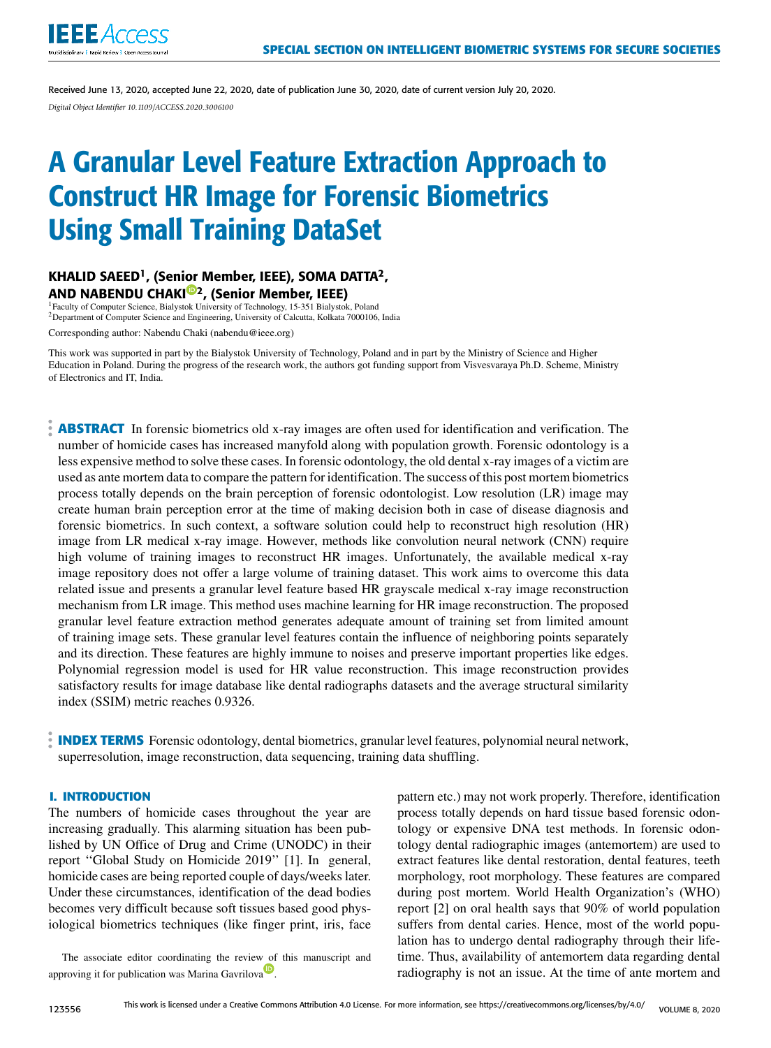Received June 13, 2020, accepted June 22, 2020, date of publication June 30, 2020, date of current version July 20, 2020.

*Digital Object Identifier 10.1109/ACCESS.2020.3006100*

# A Granular Level Feature Extraction Approach to Construct HR Image for Forensic Biometrics Using Small Training DataSet

**KHALID SAEED[1], (Senior Member, IEEE), SOMA DATTA[2], AND NABENDU CHAKI[2], (Senior Member, IEEE)**

[1]Faculty of Computer Science, Bialystok University of Technology, 15-351 Bialystok, Poland
[2]Department of Computer Science and Engineering, University of Calcutta, Kolkata 7000106, India

Corresponding author: Nabendu Chaki (nabendu@ieee.org)

This work was supported in part by the Bialystok University of Technology, Poland and in part by the Ministry of Science and Higher Education in Poland. During the progress of the research work, the authors got funding support from Visvesvaraya Ph.D. Scheme, Ministry of Electronics and IT, India.

**ABSTRACT** In forensic biometrics old x-ray images are often used for identification and verification. The number of homicide cases has increased manyfold along with population growth. Forensic odontology is a less expensive method to solve these cases. In forensic odontology, the old dental x-ray images of a victim are used as ante mortem data to compare the pattern for identification. The success of this post mortem biometrics process totally depends on the brain perception of forensic odontologist. Low resolution (LR) image may create human brain perception error at the time of making decision both in case of disease diagnosis and forensic biometrics. In such context, a software solution could help to reconstruct high resolution (HR) image from LR medical x-ray image. However, methods like convolution neural network (CNN) require high volume of training images to reconstruct HR images. Unfortunately, the available medical x-ray image repository does not offer a large volume of training dataset. This work aims to overcome this data related issue and presents a granular level feature based HR grayscale medical x-ray image reconstruction mechanism from LR image. This method uses machine learning for HR image reconstruction. The proposed granular level feature extraction method generates adequate amount of training set from limited amount of training image sets. These granular level features contain the influence of neighboring points separately and its direction. These features are highly immune to noises and preserve important properties like edges. Polynomial regression model is used for HR value reconstruction. This image reconstruction provides satisfactory results for image database like dental radiographs datasets and the average structural similarity index (SSIM) metric reaches 0.9326.

**INDEX TERMS** Forensic odontology, dental biometrics, granular level features, polynomial neural network, superresolution, image reconstruction, data sequencing, training data shuffling.

## I. INTRODUCTION

The numbers of homicide cases throughout the year are increasing gradually. This alarming situation has been published by UN Office of Drug and Crime (UNODC) in their report "Global Study on Homicide 2019" [1]. In general, homicide cases are being reported couple of days/weeks later. Under these circumstances, identification of the dead bodies becomes very difficult because soft tissues based good physiological biometrics techniques (like finger print, iris, face pattern etc.) may not work properly. Therefore, identification process totally depends on hard tissue based forensic odontology or expensive DNA test methods. In forensic odontology dental radiographic images (antemortem) are used to extract features like dental restoration, dental features, teeth morphology, root morphology. These features are compared during post mortem. World Health Organization's (WHO) report [2] on oral health says that 90% of world population suffers from dental caries. Hence, most of the world population has to undergo dental radiography through their lifetime. Thus, availability of antemortem data regarding dental radiography is not an issue. At the time of ante mortem and

The associate editor coordinating the review of this manuscript and approving it for publication was Marina Gavrilova.

This work is licensed under a Creative Commons Attribution 4.0 License. For more information, see https://creativecommons.org/licenses/by/4.0/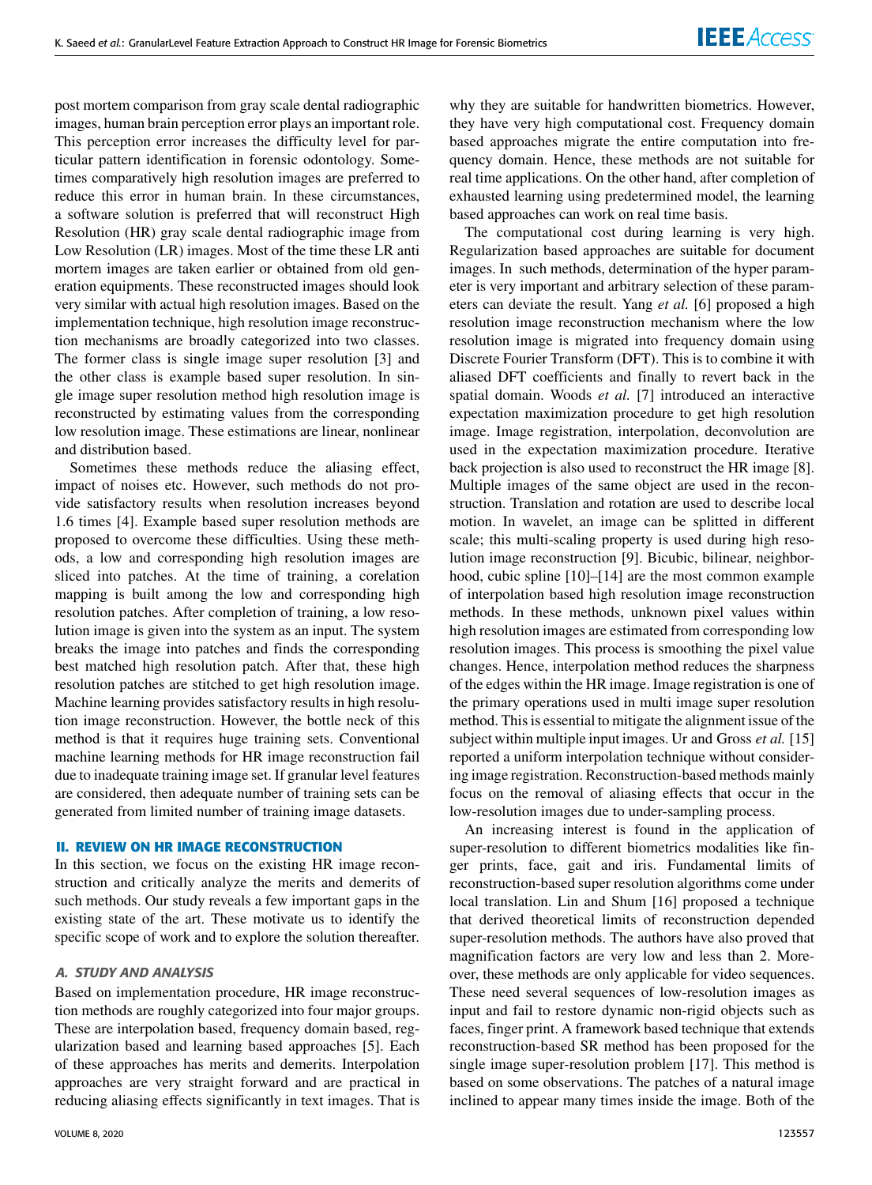post mortem comparison from gray scale dental radiographic images, human brain perception error plays an important role. This perception error increases the difficulty level for particular pattern identification in forensic odontology. Sometimes comparatively high resolution images are preferred to reduce this error in human brain. In these circumstances, a software solution is preferred that will reconstruct High Resolution (HR) gray scale dental radiographic image from Low Resolution (LR) images. Most of the time these LR anti mortem images are taken earlier or obtained from old generation equipments. These reconstructed images should look very similar with actual high resolution images. Based on the implementation technique, high resolution image reconstruction mechanisms are broadly categorized into two classes. The former class is single image super resolution [3] and the other class is example based super resolution. In single image super resolution method high resolution image is reconstructed by estimating values from the corresponding low resolution image. These estimations are linear, nonlinear and distribution based.

Sometimes these methods reduce the aliasing effect, impact of noises etc. However, such methods do not provide satisfactory results when resolution increases beyond 1.6 times [4]. Example based super resolution methods are proposed to overcome these difficulties. Using these methods, a low and corresponding high resolution images are sliced into patches. At the time of training, a corelation mapping is built among the low and corresponding high resolution patches. After completion of training, a low resolution image is given into the system as an input. The system breaks the image into patches and finds the corresponding best matched high resolution patch. After that, these high resolution patches are stitched to get high resolution image. Machine learning provides satisfactory results in high resolution image reconstruction. However, the bottle neck of this method is that it requires huge training sets. Conventional machine learning methods for HR image reconstruction fail due to inadequate training image set. If granular level features are considered, then adequate number of training sets can be generated from limited number of training image datasets.

## II. REVIEW ON HR IMAGE RECONSTRUCTION

In this section, we focus on the existing HR image reconstruction and critically analyze the merits and demerits of such methods. Our study reveals a few important gaps in the existing state of the art. These motivate us to identify the specific scope of work and to explore the solution thereafter.

### A. STUDY AND ANALYSIS

Based on implementation procedure, HR image reconstruction methods are roughly categorized into four major groups. These are interpolation based, frequency domain based, regularization based and learning based approaches [5]. Each of these approaches has merits and demerits. Interpolation approaches are very straight forward and are practical in reducing aliasing effects significantly in text images. That is why they are suitable for handwritten biometrics. However, they have very high computational cost. Frequency domain based approaches migrate the entire computation into frequency domain. Hence, these methods are not suitable for real time applications. On the other hand, after completion of exhausted learning using predetermined model, the learning based approaches can work on real time basis.

The computational cost during learning is very high. Regularization based approaches are suitable for document images. In such methods, determination of the hyper parameter is very important and arbitrary selection of these parameters can deviate the result. Yang *et al.* [6] proposed a high resolution image reconstruction mechanism where the low resolution image is migrated into frequency domain using Discrete Fourier Transform (DFT). This is to combine it with aliased DFT coefficients and finally to revert back in the spatial domain. Woods *et al.* [7] introduced an interactive expectation maximization procedure to get high resolution image. Image registration, interpolation, deconvolution are used in the expectation maximization procedure. Iterative back projection is also used to reconstruct the HR image [8]. Multiple images of the same object are used in the reconstruction. Translation and rotation are used to describe local motion. In wavelet, an image can be splitted in different scale; this multi-scaling property is used during high resolution image reconstruction [9]. Bicubic, bilinear, neighborhood, cubic spline [10]–[14] are the most common example of interpolation based high resolution image reconstruction methods. In these methods, unknown pixel values within high resolution images are estimated from corresponding low resolution images. This process is smoothing the pixel value changes. Hence, interpolation method reduces the sharpness of the edges within the HR image. Image registration is one of the primary operations used in multi image super resolution method. This is essential to mitigate the alignment issue of the subject within multiple input images. Ur and Gross *et al.* [15] reported a uniform interpolation technique without considering image registration. Reconstruction-based methods mainly focus on the removal of aliasing effects that occur in the low-resolution images due to under-sampling process.

An increasing interest is found in the application of super-resolution to different biometrics modalities like finger prints, face, gait and iris. Fundamental limits of reconstruction-based super resolution algorithms come under local translation. Lin and Shum [16] proposed a technique that derived theoretical limits of reconstruction depended super-resolution methods. The authors have also proved that magnification factors are very low and less than 2. Moreover, these methods are only applicable for video sequences. These need several sequences of low-resolution images as input and fail to restore dynamic non-rigid objects such as faces, finger print. A framework based technique that extends reconstruction-based SR method has been proposed for the single image super-resolution problem [17]. This method is based on some observations. The patches of a natural image inclined to appear many times inside the image. Both of the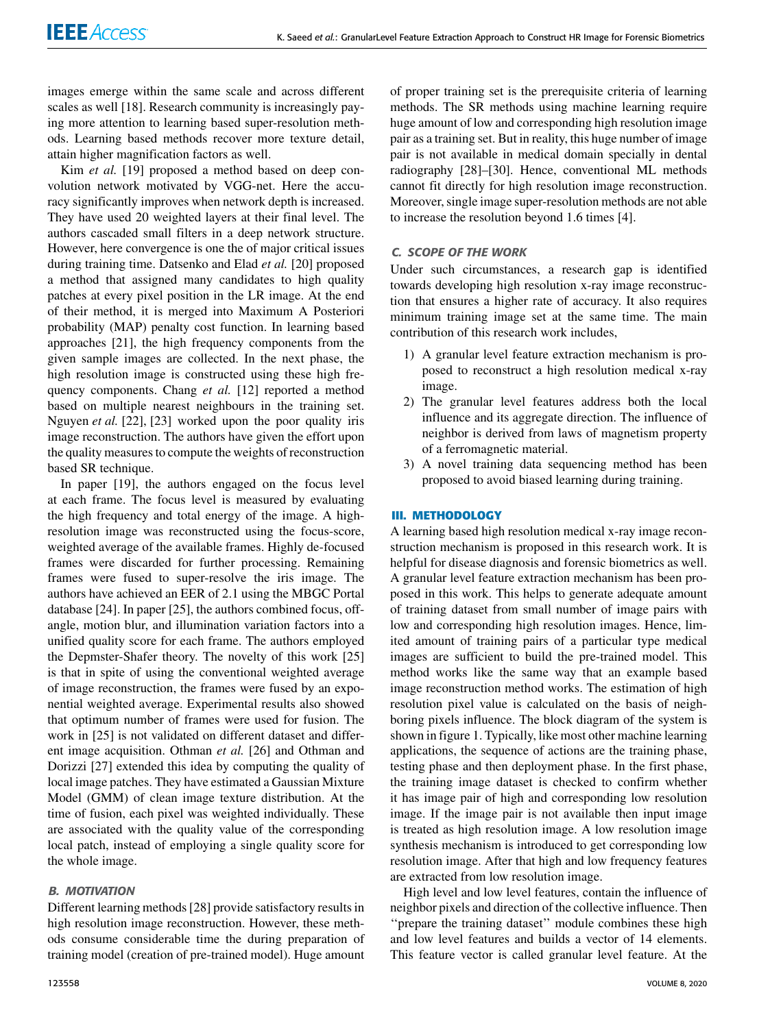images emerge within the same scale and across different scales as well [18]. Research community is increasingly paying more attention to learning based super-resolution methods. Learning based methods recover more texture detail, attain higher magnification factors as well.

Kim *et al.* [19] proposed a method based on deep convolution network motivated by VGG-net. Here the accuracy significantly improves when network depth is increased. They have used 20 weighted layers at their final level. The authors cascaded small filters in a deep network structure. However, here convergence is one the of major critical issues during training time. Datsenko and Elad *et al.* [20] proposed a method that assigned many candidates to high quality patches at every pixel position in the LR image. At the end of their method, it is merged into Maximum A Posteriori probability (MAP) penalty cost function. In learning based approaches [21], the high frequency components from the given sample images are collected. In the next phase, the high resolution image is constructed using these high frequency components. Chang *et al.* [12] reported a method based on multiple nearest neighbours in the training set. Nguyen *et al.* [22], [23] worked upon the poor quality iris image reconstruction. The authors have given the effort upon the quality measures to compute the weights of reconstruction based SR technique.

In paper [19], the authors engaged on the focus level at each frame. The focus level is measured by evaluating the high frequency and total energy of the image. A high-resolution image was reconstructed using the focus-score, weighted average of the available frames. Highly de-focused frames were discarded for further processing. Remaining frames were fused to super-resolve the iris image. The authors have achieved an EER of 2.1 using the MBGC Portal database [24]. In paper [25], the authors combined focus, off-angle, motion blur, and illumination variation factors into a unified quality score for each frame. The authors employed the Depmster-Shafer theory. The novelty of this work [25] is that in spite of using the conventional weighted average of image reconstruction, the frames were fused by an exponential weighted average. Experimental results also showed that optimum number of frames were used for fusion. The work in [25] is not validated on different dataset and different image acquisition. Othman *et al.* [26] and Othman and Dorizzi [27] extended this idea by computing the quality of local image patches. They have estimated a Gaussian Mixture Model (GMM) of clean image texture distribution. At the time of fusion, each pixel was weighted individually. These are associated with the quality value of the corresponding local patch, instead of employing a single quality score for the whole image.

### *B. MOTIVATION*

Different learning methods [28] provide satisfactory results in high resolution image reconstruction. However, these methods consume considerable time the during preparation of training model (creation of pre-trained model). Huge amount of proper training set is the prerequisite criteria of learning methods. The SR methods using machine learning require huge amount of low and corresponding high resolution image pair as a training set. But in reality, this huge number of image pair is not available in medical domain specially in dental radiography [28]–[30]. Hence, conventional ML methods cannot fit directly for high resolution image reconstruction. Moreover, single image super-resolution methods are not able to increase the resolution beyond 1.6 times [4].

### *C. SCOPE OF THE WORK*

Under such circumstances, a research gap is identified towards developing high resolution x-ray image reconstruction that ensures a higher rate of accuracy. It also requires minimum training image set at the same time. The main contribution of this research work includes,

1) A granular level feature extraction mechanism is proposed to reconstruct a high resolution medical x-ray image.
2) The granular level features address both the local influence and its aggregate direction. The influence of neighbor is derived from laws of magnetism property of a ferromagnetic material.
3) A novel training data sequencing method has been proposed to avoid biased learning during training.

## III. METHODOLOGY

A learning based high resolution medical x-ray image reconstruction mechanism is proposed in this research work. It is helpful for disease diagnosis and forensic biometrics as well. A granular level feature extraction mechanism has been proposed in this work. This helps to generate adequate amount of training dataset from small number of image pairs with low and corresponding high resolution images. Hence, limited amount of training pairs of a particular type medical images are sufficient to build the pre-trained model. This method works like the same way that an example based image reconstruction method works. The estimation of high resolution pixel value is calculated on the basis of neighboring pixels influence. The block diagram of the system is shown in figure 1. Typically, like most other machine learning applications, the sequence of actions are the training phase, testing phase and then deployment phase. In the first phase, the training image dataset is checked to confirm whether it has image pair of high and corresponding low resolution image. If the image pair is not available then input image is treated as high resolution image. A low resolution image synthesis mechanism is introduced to get corresponding low resolution image. After that high and low frequency features are extracted from low resolution image.

High level and low level features, contain the influence of neighbor pixels and direction of the collective influence. Then ''prepare the training dataset'' module combines these high and low level features and builds a vector of 14 elements. This feature vector is called granular level feature. At the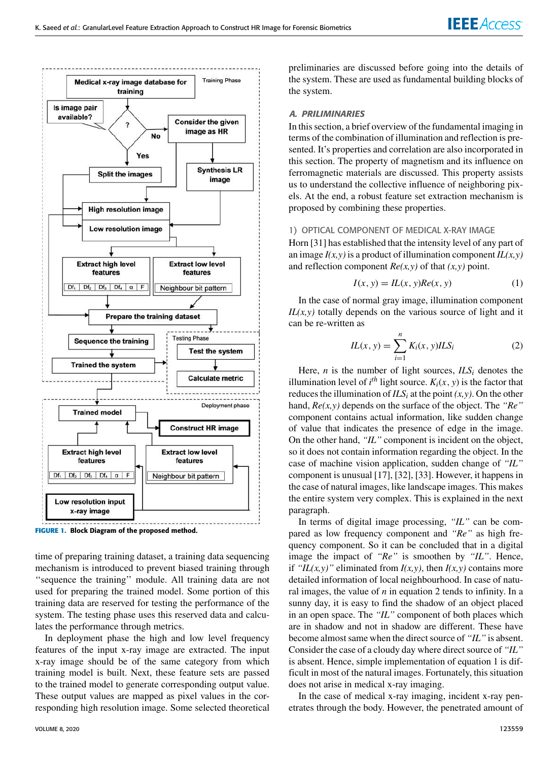FIGURE 1. Block Diagram of the proposed method.

time of preparing training dataset, a training data sequencing mechanism is introduced to prevent biased training through "sequence the training" module. All training data are not used for preparing the trained model. Some portion of this training data are reserved for testing the performance of the system. The testing phase uses this reserved data and calculates the performance through metrics.

In deployment phase the high and low level frequency features of the input x-ray image are extracted. The input x-ray image should be of the same category from which training model is built. Next, these feature sets are passed to the trained model to generate corresponding output value. These output values are mapped as pixel values in the corresponding high resolution image. Some selected theoretical preliminaries are discussed before going into the details of the system. These are used as fundamental building blocks of the system.

### A. PRILIMINARIES

In this section, a brief overview of the fundamental imaging in terms of the combination of illumination and reflection is presented. It's properties and correlation are also incorporated in this section. The property of magnetism and its influence on ferromagnetic materials are discussed. This property assists us to understand the collective influence of neighboring pixels. At the end, a robust feature set extraction mechanism is proposed by combining these properties.

#### 1) OPTICAL COMPONENT OF MEDICAL X-RAY IMAGE

Horn [31] has established that the intensity level of any part of an image *I(x,y)* is a product of illumination component *IL(x,y)* and reflection component *Re(x,y)* of that *(x,y)* point.

$$I(x, y) = IL(x, y)Re(x, y) \tag{1}$$

In the case of normal gray image, illumination component *IL(x,y)* totally depends on the various source of light and it can be re-written as

$$IL(x, y) = \sum_{i=1}^{n} K_i(x, y)ILS_i \tag{2}$$

Here, $n$ is the number of light sources, $ILS_i$ denotes the illumination level of $i^{th}$ light source. $K_i(x, y)$ is the factor that reduces the illumination of $ILS_i$ at the point *(x,y)*. On the other hand, *Re(x,y)* depends on the surface of the object. The *"Re"* component contains actual information, like sudden change of value that indicates the presence of edge in the image. On the other hand, *"IL"* component is incident on the object, so it does not contain information regarding the object. In the case of machine vision application, sudden change of *"IL"* component is unusual [17], [32], [33]. However, it happens in the case of natural images, like landscape images. This makes the entire system very complex. This is explained in the next paragraph.

In terms of digital image processing, *"IL"* can be compared as low frequency component and *"Re"* as high frequency component. So it can be concluded that in a digital image the impact of *"Re"* is smoothen by *"IL"*. Hence, if *"IL(x,y)"* eliminated from *I(x,y)*, then *I(x,y)* contains more detailed information of local neighbourhood. In case of natural images, the value of $n$ in equation 2 tends to infinity. In a sunny day, it is easy to find the shadow of an object placed in an open space. The *"IL"* component of both places which are in shadow and not in shadow are different. These have become almost same when the direct source of *"IL"* is absent. Consider the case of a cloudy day where direct source of *"IL"* is absent. Hence, simple implementation of equation 1 is difficult in most of the natural images. Fortunately, this situation does not arise in medical x-ray imaging.

In the case of medical x-ray imaging, incident x-ray penetrates through the body. However, the penetrated amount of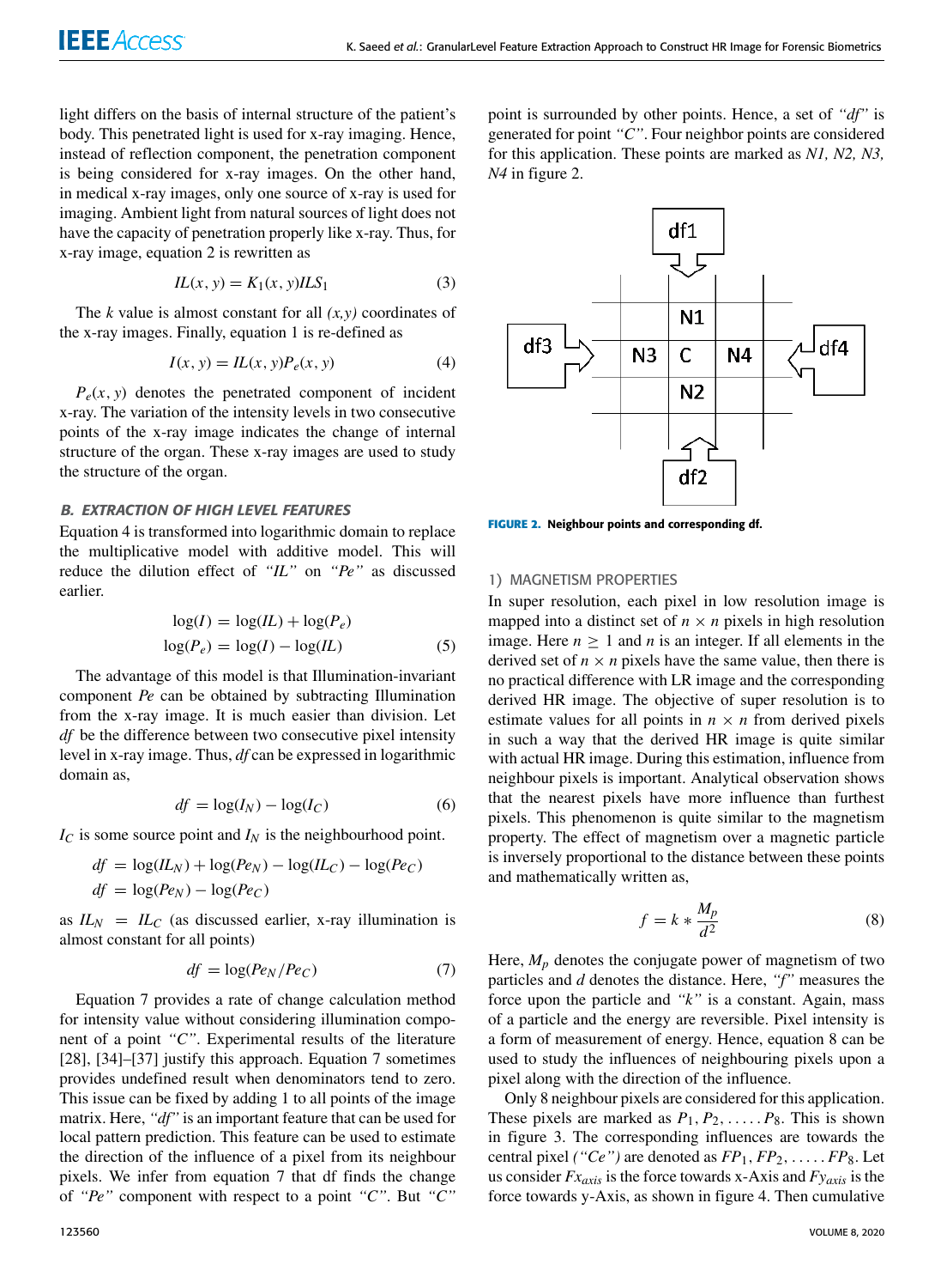light differs on the basis of internal structure of the patient's body. This penetrated light is used for x-ray imaging. Hence, instead of reflection component, the penetration component is being considered for x-ray images. On the other hand, in medical x-ray images, only one source of x-ray is used for imaging. Ambient light from natural sources of light does not have the capacity of penetration properly like x-ray. Thus, for x-ray image, equation 2 is rewritten as

$$IL(x, y) = K_1(x, y)ILS_1 \tag{3}$$

The $k$ value is almost constant for all *(x,y)* coordinates of the x-ray images. Finally, equation 1 is re-defined as

$$I(x, y) = IL(x, y)P_e(x, y) \tag{4}$$

$P_e(x, y)$ denotes the penetrated component of incident x-ray. The variation of the intensity levels in two consecutive points of the x-ray image indicates the change of internal structure of the organ. These x-ray images are used to study the structure of the organ.

### B. EXTRACTION OF HIGH LEVEL FEATURES

Equation 4 is transformed into logarithmic domain to replace the multiplicative model with additive model. This will reduce the dilution effect of *"IL"* on *"Pe"* as discussed earlier.

$$\log(I) = \log(IL) + \log(P_e)$$
$$\log(P_e) = \log(I) - \log(IL) \tag{5}$$

The advantage of this model is that Illumination-invariant component $Pe$ can be obtained by subtracting Illumination from the x-ray image. It is much easier than division. Let $df$ be the difference between two consecutive pixel intensity level in x-ray image. Thus, $df$ can be expressed in logarithmic domain as,

$$df = \log(I_N) - \log(I_C) \tag{6}$$

$I_C$ is some source point and $I_N$ is the neighbourhood point.

$$df = \log(IL_N) + \log(Pe_N) - \log(IL_C) - \log(Pe_C)$$
$$df = \log(Pe_N) - \log(Pe_C)$$

as $IL_N = IL_C$ (as discussed earlier, x-ray illumination is almost constant for all points)

$$df = \log(Pe_N/Pe_C) \tag{7}$$

Equation 7 provides a rate of change calculation method for intensity value without considering illumination component of a point *"C"*. Experimental results of the literature [28], [34]–[37] justify this approach. Equation 7 sometimes provides undefined result when denominators tend to zero. This issue can be fixed by adding 1 to all points of the image matrix. Here, *"df"* is an important feature that can be used for local pattern prediction. This feature can be used to estimate the direction of the influence of a pixel from its neighbour pixels. We infer from equation 7 that df finds the change of *"Pe"* component with respect to a point *"C"*. But *"C"* point is surrounded by other points. Hence, a set of *"df"* is generated for point *"C"*. Four neighbor points are considered for this application. These points are marked as *N1, N2, N3, N4* in figure 2.

df1
df3
N1
N3
C
N4
N2
df4
df2

**FIGURE 2.** Neighbour points and corresponding df.

#### 1) MAGNETISM PROPERTIES

In super resolution, each pixel in low resolution image is mapped into a distinct set of $n \times n$ pixels in high resolution image. Here $n \geq 1$ and $n$ is an integer. If all elements in the derived set of $n \times n$ pixels have the same value, then there is no practical difference with LR image and the corresponding derived HR image. The objective of super resolution is to estimate values for all points in $n \times n$ from derived pixels in such a way that the derived HR image is quite similar with actual HR image. During this estimation, influence from neighbour pixels is important. Analytical observation shows that the nearest pixels have more influence than furthest pixels. This phenomenon is quite similar to the magnetism property. The effect of magnetism over a magnetic particle is inversely proportional to the distance between these points and mathematically written as,

$$f = k * \frac{M_p}{d^2} \tag{8}$$

Here, $M_p$ denotes the conjugate power of magnetism of two particles and $d$ denotes the distance. Here, *"f"* measures the force upon the particle and *"k"* is a constant. Again, mass of a particle and the energy are reversible. Pixel intensity is a form of measurement of energy. Hence, equation 8 can be used to study the influences of neighbouring pixels upon a pixel along with the direction of the influence.

Only 8 neighbour pixels are considered for this application. These pixels are marked as $P_1, P_2, \ldots\ldots P_8$. This is shown in figure 3. The corresponding influences are towards the central pixel *("Ce")* are denoted as $FP_1, FP_2, \ldots\ldots FP_8$. Let us consider $Fx_{axis}$ is the force towards x-Axis and $Fy_{axis}$ is the force towards y-Axis, as shown in figure 4. Then cumulative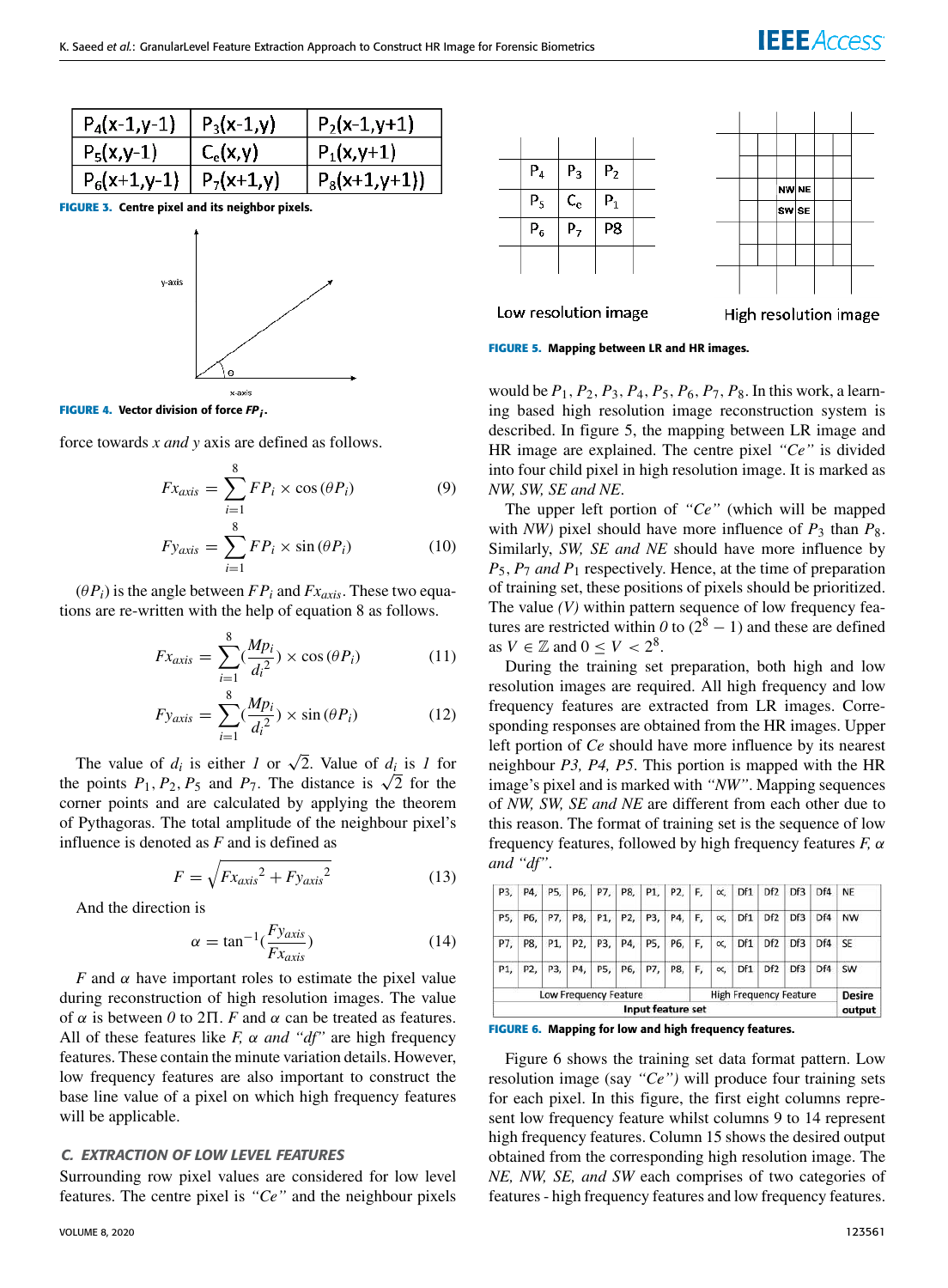| | | |
|---|---|---|
| $P_4(x-1,y-1)$ | $P_3(x-1,y)$ | $P_2(x-1,y+1)$ |
| $P_5(x,y-1)$ | $C_e(x,y)$ | $P_1(x,y+1)$ |
| $P_6(x+1,y-1)$ | $P_7(x+1,y)$ | $P_8(x+1,y+1))$ |

**FIGURE 3.** Centre pixel and its neighbor pixels.

y-axis

θ

x-axis

**FIGURE 4.** Vector division of force $FP_i$.

force towards *x and y* axis are defined as follows.

$$Fx_{axis} = \sum_{i=1}^{8} FP_i \times \cos(\theta P_i) \tag{9}$$

$$Fy_{axis} = \sum_{i=1}^{8} FP_i \times \sin(\theta P_i) \tag{10}$$

$(\theta P_i)$ is the angle between $FP_i$ and $Fx_{axis}$. These two equations are re-written with the help of equation 8 as follows.

$$Fx_{axis} = \sum_{i=1}^{8} (\frac{Mp_i}{{d_i}^2}) \times \cos(\theta P_i) \tag{11}$$

$$Fy_{axis} = \sum_{i=1}^{8} (\frac{Mp_i}{{d_i}^2}) \times \sin(\theta P_i) \tag{12}$$

The value of $d_i$ is either *1* or $\sqrt{2}$. Value of $d_i$ is *1* for the points $P_1, P_2, P_5$ and $P_7$. The distance is $\sqrt{2}$ for the corner points and are calculated by applying the theorem of Pythagoras. The total amplitude of the neighbour pixel's influence is denoted as $F$ and is defined as

$$F = \sqrt{{Fx_{axis}}^2 + {Fy_{axis}}^2} \tag{13}$$

And the direction is

$$\alpha = \tan^{-1}(\frac{Fy_{axis}}{Fx_{axis}}) \tag{14}$$

$F$ and $\alpha$ have important roles to estimate the pixel value during reconstruction of high resolution images. The value of $\alpha$ is between *0* to 2Π. $F$ and $\alpha$ can be treated as features. All of these features like *F, α and "df"* are high frequency features. These contain the minute variation details. However, low frequency features are also important to construct the base line value of a pixel on which high frequency features will be applicable.

### *C. EXTRACTION OF LOW LEVEL FEATURES*

Surrounding row pixel values are considered for low level features. The centre pixel is *"Ce"* and the neighbour pixels would be $P_1, P_2, P_3, P_4, P_5, P_6, P_7, P_8$. In this work, a learning based high resolution image reconstruction system is described. In figure 5, the mapping between LR image and HR image are explained. The centre pixel *"Ce"* is divided into four child pixel in high resolution image. It is marked as *NW, SW, SE and NE*.

| | | |
|---|---|---|
| $P_4$ | $P_3$ | $P_2$ |
| $P_5$ | $C_e$ | $P_1$ |
| $P_6$ | $P_7$ | P8 |

Low resolution image

| | |
|---|---|
| NW | NE |
| SW | SE |

High resolution image

**FIGURE 5.** Mapping between LR and HR images.

The upper left portion of *"Ce"* (which will be mapped with *NW)* pixel should have more influence of $P_3$ than $P_8$. Similarly, *SW, SE and NE* should have more influence by $P_5, P_7$ *and* $P_1$ respectively. Hence, at the time of preparation of training set, these positions of pixels should be prioritized. The value *(V)* within pattern sequence of low frequency features are restricted within *0* to $(2^8 - 1)$ and these are defined as $V \in \mathbb{Z}$ and $0 \leq V < 2^8$.

During the training set preparation, both high and low resolution images are required. All high frequency and low frequency features are extracted from LR images. Corresponding responses are obtained from the HR images. Upper left portion of *Ce* should have more influence by its nearest neighbour *P3, P4, P5*. This portion is mapped with the HR image's pixel and is marked with *"NW"*. Mapping sequences of *NW, SW, SE and NE* are different from each other due to this reason. The format of training set is the sequence of low frequency features, followed by high frequency features *F, α and "df"*.

| | | | | | | | | | | | | | | |
|---|---|---|---|---|---|---|---|---|---|---|---|---|---|---|
| P3, | P4, | P5, | P6, | P7, | P8, | P1, | P2, | F, | ∝, | Df1 | Df2 | Df3 | Df4 | NE |
| P5, | P6, | P7, | P8, | P1, | P2, | P3, | P4, | F, | ∝, | Df1 | Df2 | Df3 | Df4 | NW |
| P7, | P8, | P1, | P2, | P3, | P4, | P5, | P6, | F, | ∝, | Df1 | Df2 | Df3 | Df4 | SE |
| P1, | P2, | P3, | P4, | P5, | P6, | P7, | P8, | F, | ∝, | Df1 | Df2 | Df3 | Df4 | SW |
| Low Frequency Feature | | | | | | | | High Frequency Feature | | | | | | Desire output |
| Input feature set | | | | | | | | | | | | | | |

**FIGURE 6.** Mapping for low and high frequency features.

Figure 6 shows the training set data format pattern. Low resolution image (say *"Ce")* will produce four training sets for each pixel. In this figure, the first eight columns represent low frequency feature whilst columns 9 to 14 represent high frequency features. Column 15 shows the desired output obtained from the corresponding high resolution image. The *NE, NW, SE, and SW* each comprises of two categories of features - high frequency features and low frequency features.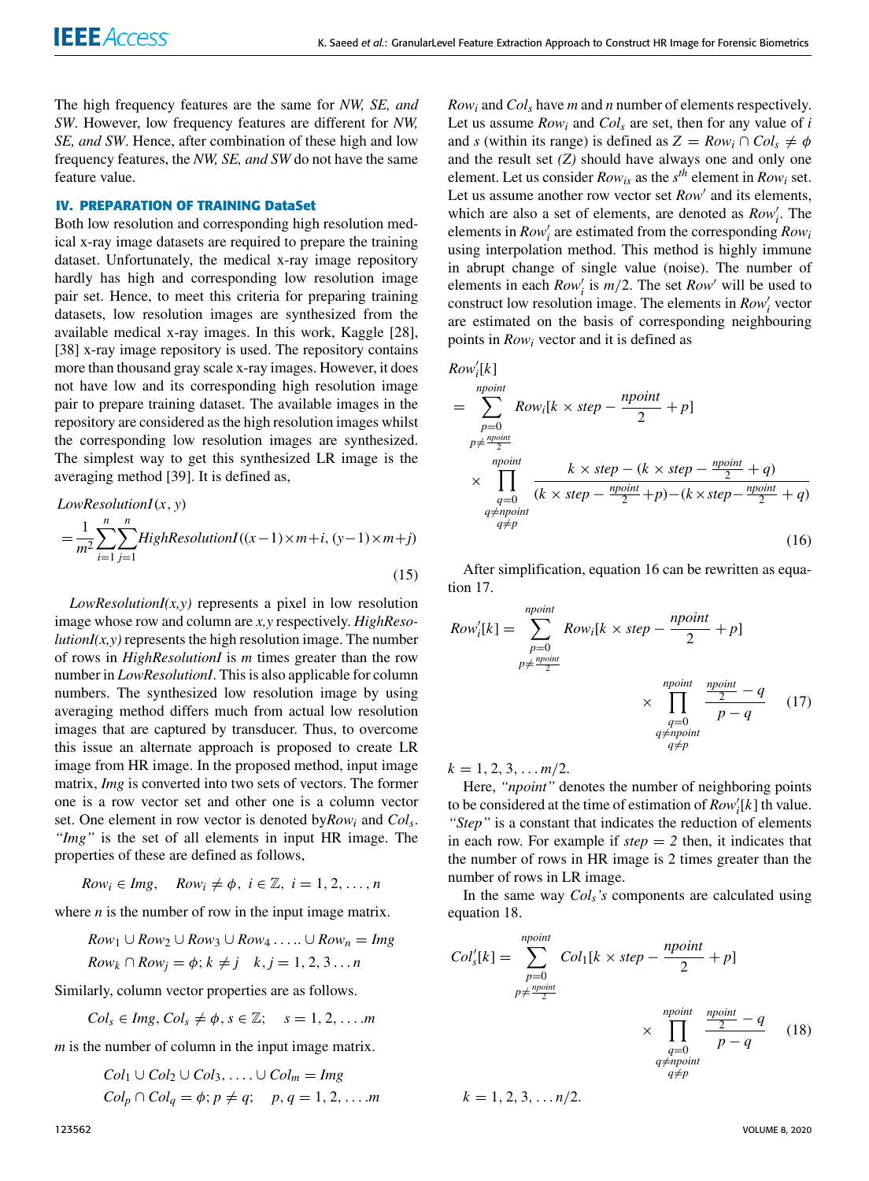The high frequency features are the same for *NW, SE, and SW*. However, low frequency features are different for *NW, SE, and SW*. Hence, after combination of these high and low frequency features, the *NW, SE, and SW* do not have the same feature value.

## IV. PREPARATION OF TRAINING DataSet

Both low resolution and corresponding high resolution medical x-ray image datasets are required to prepare the training dataset. Unfortunately, the medical x-ray image repository hardly has high and corresponding low resolution image pair set. Hence, to meet this criteria for preparing training datasets, low resolution images are synthesized from the available medical x-ray images. In this work, Kaggle [28], [38] x-ray image repository is used. The repository contains more than thousand gray scale x-ray images. However, it does not have low and its corresponding high resolution image pair to prepare training dataset. The available images in the repository are considered as the high resolution images whilst the corresponding low resolution images are synthesized. The simplest way to get this synthesized LR image is the averaging method [39]. It is defined as,

$$
\begin{aligned}
&LowResolutionI(x, y) \\
&= \frac{1}{m^2}\sum_{i=1}^{n}\sum_{j=1}^{n} HighResolutionI((x-1)\times m+i, (y-1)\times m+j)
\end{aligned} \tag{15}
$$

*LowResolutionI(x,y)* represents a pixel in low resolution image whose row and column are *x,y* respectively. *HighResolutionI(x,y)* represents the high resolution image. The number of rows in *HighResolutionI* is *m* times greater than the row number in *LowResolutionI*. This is also applicable for column numbers. The synthesized low resolution image by using averaging method differs much from actual low resolution images that are captured by transducer. Thus, to overcome this issue an alternate approach is proposed to create LR image from HR image. In the proposed method, input image matrix, *Img* is converted into two sets of vectors. The former one is a row vector set and other one is a column vector set. One element in row vector is denoted by $Row_i$ and $Col_s$. *"Img"* is the set of all elements in input HR image. The properties of these are defined as follows,

$$Row_i \in Img, \quad Row_i \neq \phi, \; i \in \mathbb{Z}, \; i = 1, 2, \ldots, n$$

where *n* is the number of row in the input image matrix.

$$
\begin{aligned}
&Row_1 \cup Row_2 \cup Row_3 \cup Row_4 \ldots\ldots \cup Row_n = Img \\
&Row_k \cap Row_j = \phi; k \neq j \quad k, j = 1, 2, 3 \ldots n
\end{aligned}
$$

Similarly, column vector properties are as follows.

$$Col_s \in Img, Col_s \neq \phi, s \in \mathbb{Z}; \quad s = 1, 2, \ldots .m$$

*m* is the number of column in the input image matrix.

$$
\begin{aligned}
&Col_1 \cup Col_2 \cup Col_3, \ldots . \cup Col_m = Img \\
&Col_p \cap Col_q = \phi; p \neq q; \quad p, q = 1, 2, \ldots .m
\end{aligned}
$$

$Row_i$ and $Col_s$ have *m* and *n* number of elements respectively. Let us assume $Row_i$ and $Col_s$ are set, then for any value of *i* and *s* (within its range) is defined as $Z = Row_i \cap Col_s \neq \phi$ and the result set *(Z)* should have always one and only one element. Let us consider $Row_{is}$ as the $s^{th}$ element in $Row_i$ set. Let us assume another row vector set $Row'$ and its elements, which are also a set of elements, are denoted as $Row'_i$. The elements in $Row'_i$ are estimated from the corresponding $Row_i$ using interpolation method. This method is highly immune in abrupt change of single value (noise). The number of elements in each $Row'_i$ is $m/2$. The set $Row'$ will be used to construct low resolution image. The elements in $Row'_i$ vector are estimated on the basis of corresponding neighbouring points in $Row_i$ vector and it is defined as

$$
\begin{aligned}
&Row'_i[k] \\
&= \sum_{\substack{p=0 \\ p\neq \frac{npoint}{2}}}^{npoint} Row_i[k \times step - \frac{npoint}{2} + p] \\
&\quad \times \prod_{\substack{q=0 \\ q\neq npoint \\ q\neq p}}^{npoint} \frac{k \times step - (k \times step - \frac{npoint}{2} + q)}{(k \times step - \frac{npoint}{2} + p) - (k \times step - \frac{npoint}{2} + q)}
\end{aligned} \tag{16}
$$

After simplification, equation 16 can be rewritten as equation 17.

$$
Row'_i[k] = \sum_{\substack{p=0 \\ p\neq \frac{npoint}{2}}}^{npoint} Row_i[k \times step - \frac{npoint}{2} + p] \times \prod_{\substack{q=0 \\ q\neq npoint \\ q\neq p}}^{npoint} \frac{\frac{npoint}{2} - q}{p - q} \tag{17}
$$

$k = 1, 2, 3, \ldots m/2.$

Here, *"npoint"* denotes the number of neighboring points to be considered at the time of estimation of $Row'_i[k]$ th value. *"Step"* is a constant that indicates the reduction of elements in each row. For example if *step* = 2 then, it indicates that the number of rows in HR image is 2 times greater than the number of rows in LR image.

In the same way $Col_s$'s components are calculated using equation 18.

$$
Col'_s[k] = \sum_{\substack{p=0 \\ p\neq \frac{npoint}{2}}}^{npoint} Col_1[k \times step - \frac{npoint}{2} + p] \times \prod_{\substack{q=0 \\ q\neq npoint \\ q\neq p}}^{npoint} \frac{\frac{npoint}{2} - q}{p - q} \tag{18}
$$

$k = 1, 2, 3, \ldots n/2.$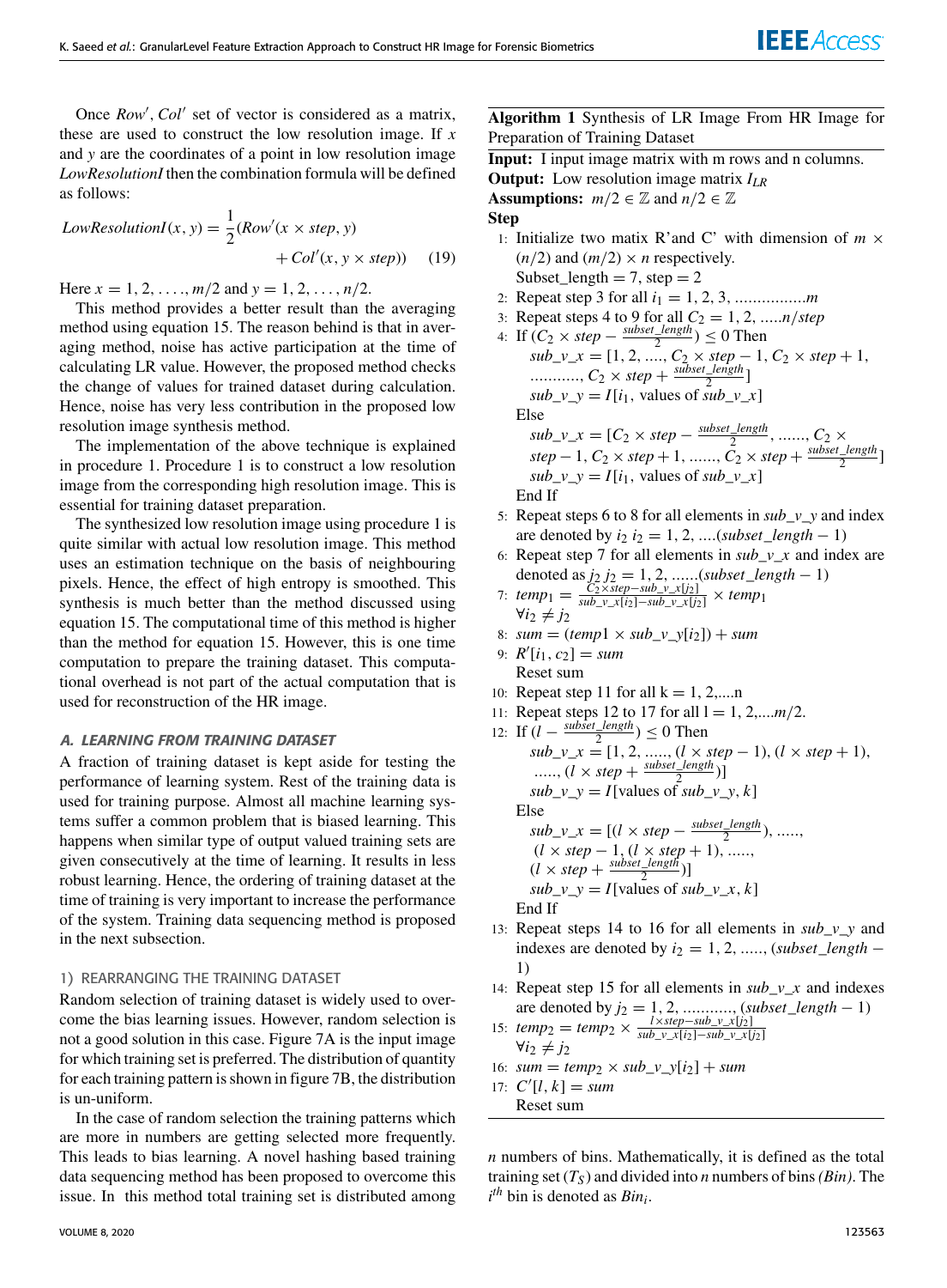Once $Row'$, $Col'$ set of vector is considered as a matrix, these are used to construct the low resolution image. If $x$ and $y$ are the coordinates of a point in low resolution image *LowResolutionI* then the combination formula will be defined as follows:

$$LowResolutionI(x, y) = \frac{1}{2}(Row'(x \times step, y) + Col'(x, y \times step)) \quad (19)$$

Here $x = 1, 2, \ldots, m/2$ and $y = 1, 2, \ldots, n/2$.

This method provides a better result than the averaging method using equation 15. The reason behind is that in averaging method, noise has active participation at the time of calculating LR value. However, the proposed method checks the change of values for trained dataset during calculation. Hence, noise has very less contribution in the proposed low resolution image synthesis method.

The implementation of the above technique is explained in procedure 1. Procedure 1 is to construct a low resolution image from the corresponding high resolution image. This is essential for training dataset preparation.

The synthesized low resolution image using procedure 1 is quite similar with actual low resolution image. This method uses an estimation technique on the basis of neighbouring pixels. Hence, the effect of high entropy is smoothed. This synthesis is much better than the method discussed using equation 15. The computational time of this method is higher than the method for equation 15. However, this is one time computation to prepare the training dataset. This computational overhead is not part of the actual computation that is used for reconstruction of the HR image.

**Algorithm 1** Synthesis of LR Image From HR Image for Preparation of Training Dataset

**Input:** I input image matrix with m rows and n columns.
**Output:** Low resolution image matrix $I_{LR}$
**Assumptions:** $m/2 \in \mathbb{Z}$ and $n/2 \in \mathbb{Z}$
**Step**

1: Initialize two matix R'and C' with dimension of $m \times (n/2)$ and $(m/2) \times n$ respectively.
Subset_length = 7, step = 2
2: Repeat step 3 for all $i_1 = 1, 2, 3, \ldots\ldots\ldots\ldots m$
3: Repeat steps 4 to 9 for all $C_2 = 1, 2, \ldots.. n/step$
4: If $(C_2 \times step - \frac{subset\_length}{2}) \leq 0$ Then
$sub\_v\_x = [1, 2, \ldots., C_2 \times step - 1, C_2 \times step + 1, \ldots\ldots\ldots, C_2 \times step + \frac{subset\_length}{2}]$
$sub\_v\_y = I[i_1$, values of $sub\_v\_x]$
Else
$sub\_v\_x = [C_2 \times step - \frac{subset\_length}{2}, \ldots\ldots, C_2 \times step - 1, C_2 \times step + 1, \ldots\ldots, C_2 \times step + \frac{subset\_length}{2}]$
$sub\_v\_y = I[i_1$, values of $sub\_v\_x]$
End If
5: Repeat steps 6 to 8 for all elements in $sub\_v\_y$ and index are denoted by $i_2$ $i_2 = 1, 2, \ldots.(subset\_length - 1)$
6: Repeat step 7 for all elements in $sub\_v\_x$ and index are denoted as $j_2$ $j_2 = 1, 2, \ldots\ldots(subset\_length - 1)$
7: $temp_1 = \frac{C_2 \times step - sub\_v\_x[j_2]}{sub\_v\_x[i_2] - sub\_v\_x[j_2]} \times temp_1$
$\forall i_2 \neq j_2$
8: $sum = (temp1 \times sub\_v\_y[i_2]) + sum$
9: $R'[i_1, c_2] = sum$
Reset sum
10: Repeat step 11 for all k = 1, 2,....n
11: Repeat steps 12 to 17 for all l = 1, 2,....$m/2$.
12: If $(l - \frac{subset\_length}{2}) \leq 0$ Then
$sub\_v\_x = [1, 2, \ldots.., (l \times step - 1), (l \times step + 1), \ldots.., (l \times step + \frac{subset\_length}{2})]$
$sub\_v\_y = I[$values of $sub\_v\_y, k]$
Else
$sub\_v\_x = [(l \times step - \frac{subset\_length}{2}), \ldots.., (l \times step - 1, (l \times step + 1), \ldots.., (l \times step + \frac{subset\_length}{2})]$
$sub\_v\_y = I[$values of $sub\_v\_x, k]$
End If
13: Repeat steps 14 to 16 for all elements in $sub\_v\_y$ and indexes are denoted by $i_2 = 1, 2, \ldots.., (subset\_length - 1)$
14: Repeat step 15 for all elements in $sub\_v\_x$ and indexes are denoted by $j_2 = 1, 2, \ldots\ldots\ldots, (subset\_length - 1)$
15: $temp_2 = temp_2 \times \frac{l \times step - sub\_v\_x[j_2]}{sub\_v\_x[i_2] - sub\_v\_x[j_2]}$
$\forall i_2 \neq j_2$
16: $sum = temp_2 \times sub\_v\_y[i_2] + sum$
17: $C'[l, k] = sum$
Reset sum

### A. LEARNING FROM TRAINING DATASET

A fraction of training dataset is kept aside for testing the performance of learning system. Rest of the training data is used for training purpose. Almost all machine learning systems suffer a common problem that is biased learning. This happens when similar type of output valued training sets are given consecutively at the time of learning. It results in less robust learning. Hence, the ordering of training dataset at the time of training is very important to increase the performance of the system. Training data sequencing method is proposed in the next subsection.

#### 1) REARRANGING THE TRAINING DATASET

Random selection of training dataset is widely used to overcome the bias learning issues. However, random selection is not a good solution in this case. Figure 7A is the input image for which training set is preferred. The distribution of quantity for each training pattern is shown in figure 7B, the distribution is un-uniform.

In the case of random selection the training patterns which are more in numbers are getting selected more frequently. This leads to bias learning. A novel hashing based training data sequencing method has been proposed to overcome this issue. In this method total training set is distributed among $n$ numbers of bins. Mathematically, it is defined as the total training set ($T_S$) and divided into $n$ numbers of bins *(Bin)*. The $i^{th}$ bin is denoted as $Bin_i$.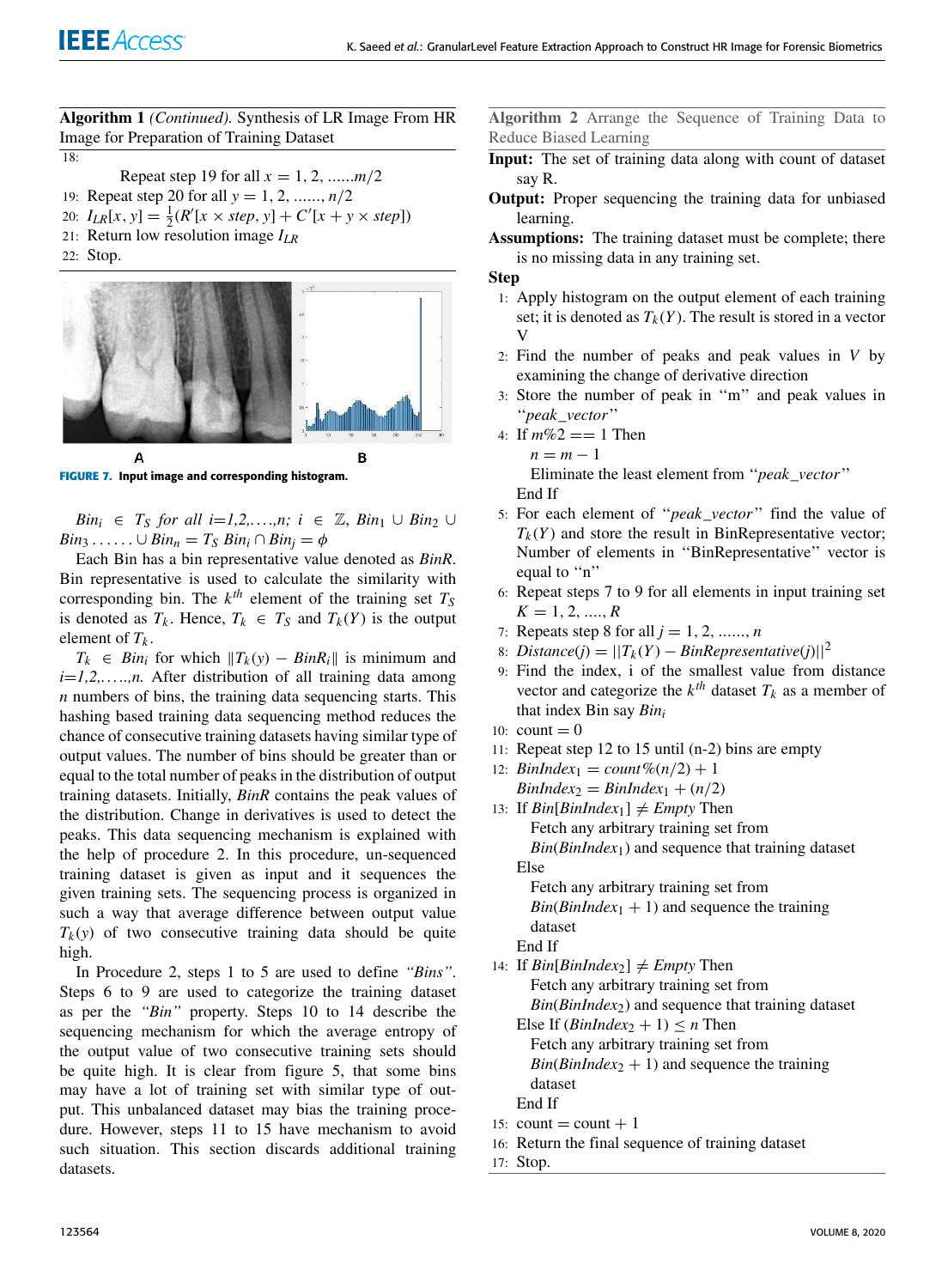**Algorithm 1** *(Continued).* Synthesis of LR Image From HR Image for Preparation of Training Dataset

18: Repeat step 19 for all $x = 1, 2, \ldots\ldots m/2$
19: Repeat step 20 for all $y = 1, 2, \ldots\ldots, n/2$
20: $I_{LR}[x, y] = \frac{1}{2}(R'[x \times step, y] + C'[x + y \times step])$
21: Return low resolution image $I_{LR}$
22: Stop.

A B

**FIGURE 7.** Input image and corresponding histogram.

$Bin_i \in T_S$ *for all i=1,2,....,n;* $i \in \mathbb{Z}$, $Bin_1 \cup Bin_2 \cup Bin_3 \ldots\ldots \cup Bin_n = T_S$ $Bin_i \cap Bin_j = \phi$

Each Bin has a bin representative value denoted as *BinR*. Bin representative is used to calculate the similarity with corresponding bin. The $k^{th}$ element of the training set $T_S$ is denoted as $T_k$. Hence, $T_k \in T_S$ and $T_k(Y)$ is the output element of $T_k$.

$T_k \in Bin_i$ for which $\|T_k(y) - BinR_i\|$ is minimum and *i=1,2,.....,n.* After distribution of all training data among *n* numbers of bins, the training data sequencing starts. This hashing based training data sequencing method reduces the chance of consecutive training datasets having similar type of output values. The number of bins should be greater than or equal to the total number of peaks in the distribution of output training datasets. Initially, *BinR* contains the peak values of the distribution. Change in derivatives is used to detect the peaks. This data sequencing mechanism is explained with the help of procedure 2. In this procedure, un-sequenced training dataset is given as input and it sequences the given training sets. The sequencing process is organized in such a way that average difference between output value $T_k(y)$ of two consecutive training data should be quite high.

In Procedure 2, steps 1 to 5 are used to define *"Bins"*. Steps 6 to 9 are used to categorize the training dataset as per the *"Bin"* property. Steps 10 to 14 describe the sequencing mechanism for which the average entropy of the output value of two consecutive training sets should be quite high. It is clear from figure 5, that some bins may have a lot of training set with similar type of output. This unbalanced dataset may bias the training procedure. However, steps 11 to 15 have mechanism to avoid such situation. This section discards additional training datasets.

**Algorithm 2** Arrange the Sequence of Training Data to Reduce Biased Learning

**Input:** The set of training data along with count of dataset say R.

**Output:** Proper sequencing the training data for unbiased learning.

**Assumptions:** The training dataset must be complete; there is no missing data in any training set.

**Step**

1: Apply histogram on the output element of each training set; it is denoted as $T_k(Y)$. The result is stored in a vector V
2: Find the number of peaks and peak values in $V$ by examining the change of derivative direction
3: Store the number of peak in "m" and peak values in "*peak_vector*"
4: If $m\%2 == 1$ Then
   $n = m - 1$
   Eliminate the least element from "*peak_vector*"
   End If
5: For each element of "*peak_vector*" find the value of $T_k(Y)$ and store the result in BinRepresentative vector; Number of elements in "BinRepresentative" vector is equal to "n"
6: Repeat steps 7 to 9 for all elements in input training set $K = 1, 2, \ldots.., R$
7: Repeats step 8 for all $j = 1, 2, \ldots\ldots, n$
8: $Distance(j) = ||T_k(Y) - BinRepresentative(j)||^2$
9: Find the index, i of the smallest value from distance vector and categorize the $k^{th}$ dataset $T_k$ as a member of that index Bin say $Bin_i$
10: count = 0
11: Repeat step 12 to 15 until (n-2) bins are empty
12: $BinIndex_1 = count\%(n/2) + 1$
    $BinIndex_2 = BinIndex_1 + (n/2)$
13: If $Bin[BinIndex_1] \neq Empty$ Then
    Fetch any arbitrary training set from $Bin(BinIndex_1)$ and sequence that training dataset
    Else
    Fetch any arbitrary training set from $Bin(BinIndex_1 + 1)$ and sequence the training dataset
    End If
14: If $Bin[BinIndex_2] \neq Empty$ Then
    Fetch any arbitrary training set from $Bin(BinIndex_2)$ and sequence that training dataset
    Else If $(BinIndex_2 + 1) \leq n$ Then
    Fetch any arbitrary training set from $Bin(BinIndex_2 + 1)$ and sequence the training dataset
    End If
15: count = count + 1
16: Return the final sequence of training dataset
17: Stop.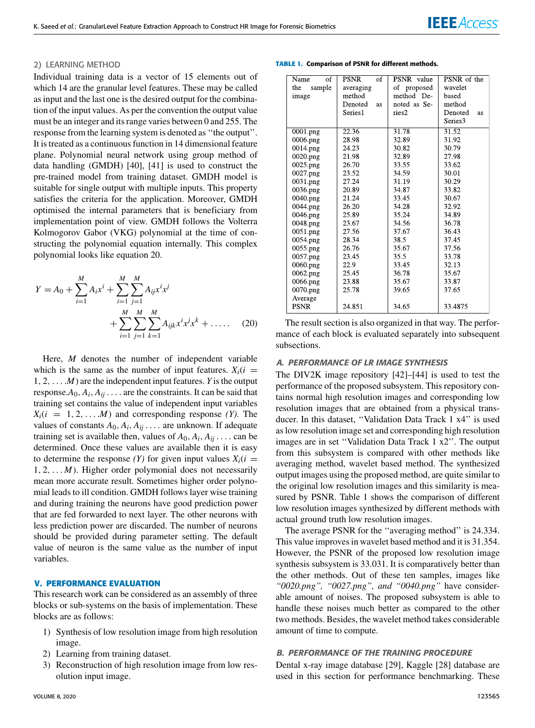### 2) LEARNING METHOD

Individual training data is a vector of 15 elements out of which 14 are the granular level features. These may be called as input and the last one is the desired output for the combination of the input values. As per the convention the output value must be an integer and its range varies between 0 and 255. The response from the learning system is denoted as "the output". It is treated as a continuous function in 14 dimensional feature plane. Polynomial neural network using group method of data handling (GMDH) [40], [41] is used to construct the pre-trained model from training dataset. GMDH model is suitable for single output with multiple inputs. This property satisfies the criteria for the application. Moreover, GMDH optimised the internal parameters that is beneficiary from implementation point of view. GMDH follows the Volterra Kolmogorov Gabor (VKG) polynomial at the time of constructing the polynomial equation internally. This complex polynomial looks like equation 20.

$$Y = A_0 + \sum_{i=1}^{M} A_i x^i + \sum_{i=1}^{M}\sum_{j=1}^{M} A_{ij} x^i x^j + \sum_{i=1}^{M}\sum_{j=1}^{M}\sum_{k=1}^{M} A_{ijk} x^i x^j x^k + \ldots \tag{20}$$

Here, $M$ denotes the number of independent variable which is the same as the number of input features. $X_i (i = 1, 2, \ldots .M)$ are the independent input features. $Y$ is the output response. $A_0, A_i, A_{ij} \ldots$ are the constraints. It can be said that training set contains the value of independent input variables $X_i (i = 1, 2, \ldots .M)$ and corresponding response *(Y)*. The values of constants $A_0, A_i, A_{ij} \ldots$ are unknown. If adequate training set is available then, values of $A_0, A_i, A_{ij} \ldots$ can be determined. Once these values are available then it is easy to determine the response *(Y)* for given input values $X_i (i = 1, 2, \ldots M)$. Higher order polynomial does not necessarily mean more accurate result. Sometimes higher order polynomial leads to ill condition. GMDH follows layer wise training and during training the neurons have good prediction power that are fed forwarded to next layer. The other neurons with less prediction power are discarded. The number of neurons should be provided during parameter setting. The default value of neuron is the same value as the number of input variables.

## V. PERFORMANCE EVALUATION

This research work can be considered as an assembly of three blocks or sub-systems on the basis of implementation. These blocks are as follows:

1) Synthesis of low resolution image from high resolution image.
2) Learning from training dataset.
3) Reconstruction of high resolution image from low resolution input image.

**TABLE 1. Comparison of PSNR for different methods.**

| Name of the sample image | PSNR of averaging method Denoted as Series1 | PSNR value of proposed method Denoted as Series2 | PSNR of the wavelet based method Denoted as Series3 |
|---|---|---|---|
| 0001.png | 22.36 | 31.78 | 31.52 |
| 0006.png | 28.98 | 32.89 | 31.92 |
| 0014.png | 24.23 | 30.82 | 30.79 |
| 0020.png | 21.98 | 32.89 | 27.98 |
| 0025.png | 26.70 | 33.55 | 33.62 |
| 0027.png | 23.52 | 34.59 | 30.01 |
| 0031.png | 27.24 | 31.19 | 30.29 |
| 0036.png | 20.89 | 34.87 | 33.82 |
| 0040.png | 21.24 | 33.45 | 30.67 |
| 0044.png | 26.20 | 34.28 | 32.92 |
| 0046.png | 25.89 | 35.24 | 34.89 |
| 0048.png | 23.67 | 34.56 | 36.78 |
| 0051.png | 27.56 | 37.67 | 36.43 |
| 0054.png | 28.34 | 38.5 | 37.45 |
| 0055.png | 26.76 | 35.67 | 37.56 |
| 0057.png | 23.45 | 35.5 | 33.78 |
| 0060.png | 22.9 | 33.45 | 32.13 |
| 0062.png | 25.45 | 36.78 | 35.67 |
| 0066.png | 23.88 | 35.67 | 33.87 |
| 0070.png | 25.78 | 39.65 | 37.65 |
| Average PSNR | 24.851 | 34.65 | 33.4875 |

The result section is also organized in that way. The performance of each block is evaluated separately into subsequent subsections.

### *A. PERFORMANCE OF LR IMAGE SYNTHESIS*

The DIV2K image repository [42]–[44] is used to test the performance of the proposed subsystem. This repository contains normal high resolution images and corresponding low resolution images that are obtained from a physical transducer. In this dataset, "Validation Data Track 1 x4" is used as low resolution image set and corresponding high resolution images are in set "Validation Data Track 1 x2". The output from this subsystem is compared with other methods like averaging method, wavelet based method. The synthesized output images using the proposed method, are quite similar to the original low resolution images and this similarity is measured by PSNR. Table 1 shows the comparison of different low resolution images synthesized by different methods with actual ground truth low resolution images.

The average PSNR for the "averaging method" is 24.334. This value improves in wavelet based method and it is 31.354. However, the PSNR of the proposed low resolution image synthesis subsystem is 33.031. It is comparatively better than the other methods. Out of these ten samples, images like *"0020.png", "0027.png", and "0040.png"* have considerable amount of noises. The proposed subsystem is able to handle these noises much better as compared to the other two methods. Besides, the wavelet method takes considerable amount of time to compute.

### *B. PERFORMANCE OF THE TRAINING PROCEDURE*

Dental x-ray image database [29], Kaggle [28] database are used in this section for performance benchmarking. These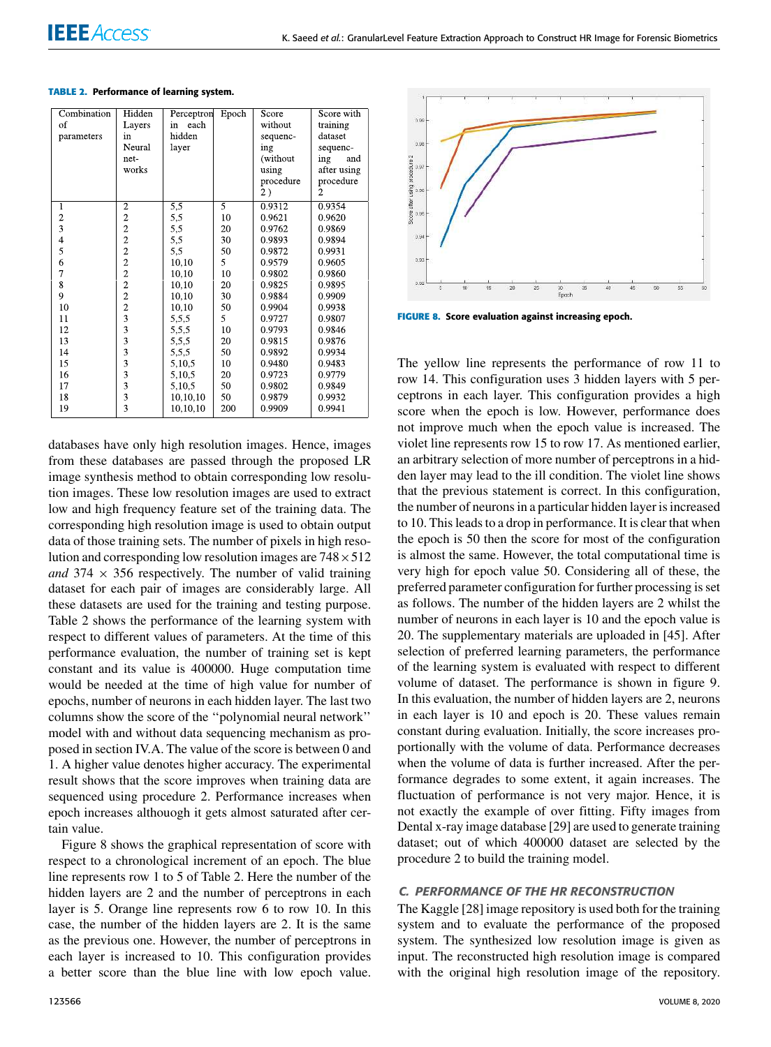**TABLE 2.** Performance of learning system.

| Combination of parameters | Hidden Layers in Neural networks | Perceptron in each hidden layer | Epoch | Score without sequencing (without using procedure 2) | Score with training dataset sequencing and after using procedure 2 |
|---|---|---|---|---|---|
| 1 | 2 | 5,5 | 5 | 0.9312 | 0.9354 |
| 2 | 2 | 5,5 | 10 | 0.9621 | 0.9620 |
| 3 | 2 | 5,5 | 20 | 0.9762 | 0.9869 |
| 4 | 2 | 5,5 | 30 | 0.9893 | 0.9894 |
| 5 | 2 | 5,5 | 50 | 0.9872 | 0.9931 |
| 6 | 2 | 10,10 | 5 | 0.9579 | 0.9605 |
| 7 | 2 | 10,10 | 10 | 0.9802 | 0.9860 |
| 8 | 2 | 10,10 | 20 | 0.9825 | 0.9895 |
| 9 | 2 | 10,10 | 30 | 0.9884 | 0.9909 |
| 10 | 2 | 10,10 | 50 | 0.9904 | 0.9938 |
| 11 | 3 | 5,5,5 | 5 | 0.9727 | 0.9807 |
| 12 | 3 | 5,5,5 | 10 | 0.9793 | 0.9846 |
| 13 | 3 | 5,5,5 | 20 | 0.9815 | 0.9876 |
| 14 | 3 | 5,5,5 | 50 | 0.9892 | 0.9934 |
| 15 | 3 | 5,10,5 | 10 | 0.9480 | 0.9483 |
| 16 | 3 | 5,10,5 | 20 | 0.9723 | 0.9779 |
| 17 | 3 | 5,10,5 | 50 | 0.9802 | 0.9849 |
| 18 | 3 | 10,10,10 | 50 | 0.9879 | 0.9932 |
| 19 | 3 | 10,10,10 | 200 | 0.9909 | 0.9941 |

databases have only high resolution images. Hence, images from these databases are passed through the proposed LR image synthesis method to obtain corresponding low resolution images. These low resolution images are used to extract low and high frequency feature set of the training data. The corresponding high resolution image is used to obtain output data of those training sets. The number of pixels in high resolution and corresponding low resolution images are $748 \times 512$ *and* $374 \times 356$ respectively. The number of valid training dataset for each pair of images are considerably large. All these datasets are used for the training and testing purpose. Table 2 shows the performance of the learning system with respect to different values of parameters. At the time of this performance evaluation, the number of training set is kept constant and its value is 400000. Huge computation time would be needed at the time of high value for number of epochs, number of neurons in each hidden layer. The last two columns show the score of the "polynomial neural network" model with and without data sequencing mechanism as proposed in section IV.A. The value of the score is between 0 and 1. A higher value denotes higher accuracy. The experimental result shows that the score improves when training data are sequenced using procedure 2. Performance increases when epoch increases althouogh it gets almost saturated after certain value.

Figure 8 shows the graphical representation of score with respect to a chronological increment of an epoch. The blue line represents row 1 to 5 of Table 2. Here the number of the hidden layers are 2 and the number of perceptrons in each layer is 5. Orange line represents row 6 to row 10. In this case, the number of the hidden layers are 2. It is the same as the previous one. However, the number of perceptrons in each layer is increased to 10. This configuration provides a better score than the blue line with low epoch value.

1
0.99
0.98
0.97
0.96
0.95
0.94
0.93
0.92
Score after using procedure 2
0 5 10 15 20 25 30 35 40 45 50 55 60
Epoch

**FIGURE 8.** Score evaluation against increasing epoch.

The yellow line represents the performance of row 11 to row 14. This configuration uses 3 hidden layers with 5 perceptrons in each layer. This configuration provides a high score when the epoch is low. However, performance does not improve much when the epoch value is increased. The violet line represents row 15 to row 17. As mentioned earlier, an arbitrary selection of more number of perceptrons in a hidden layer may lead to the ill condition. The violet line shows that the previous statement is correct. In this configuration, the number of neurons in a particular hidden layer is increased to 10. This leads to a drop in performance. It is clear that when the epoch is 50 then the score for most of the configuration is almost the same. However, the total computational time is very high for epoch value 50. Considering all of these, the preferred parameter configuration for further processing is set as follows. The number of the hidden layers are 2 whilst the number of neurons in each layer is 10 and the epoch value is 20. The supplementary materials are uploaded in [45]. After selection of preferred learning parameters, the performance of the learning system is evaluated with respect to different volume of dataset. The performance is shown in figure 9. In this evaluation, the number of hidden layers are 2, neurons in each layer is 10 and epoch is 20. These values remain constant during evaluation. Initially, the score increases proportionally with the volume of data. Performance decreases when the volume of data is further increased. After the performance degrades to some extent, it again increases. The fluctuation of performance is not very major. Hence, it is not exactly the example of over fitting. Fifty images from Dental x-ray image database [29] are used to generate training dataset; out of which 400000 dataset are selected by the procedure 2 to build the training model.

### C. PERFORMANCE OF THE HR RECONSTRUCTION

The Kaggle [28] image repository is used both for the training system and to evaluate the performance of the proposed system. The synthesized low resolution image is given as input. The reconstructed high resolution image is compared with the original high resolution image of the repository.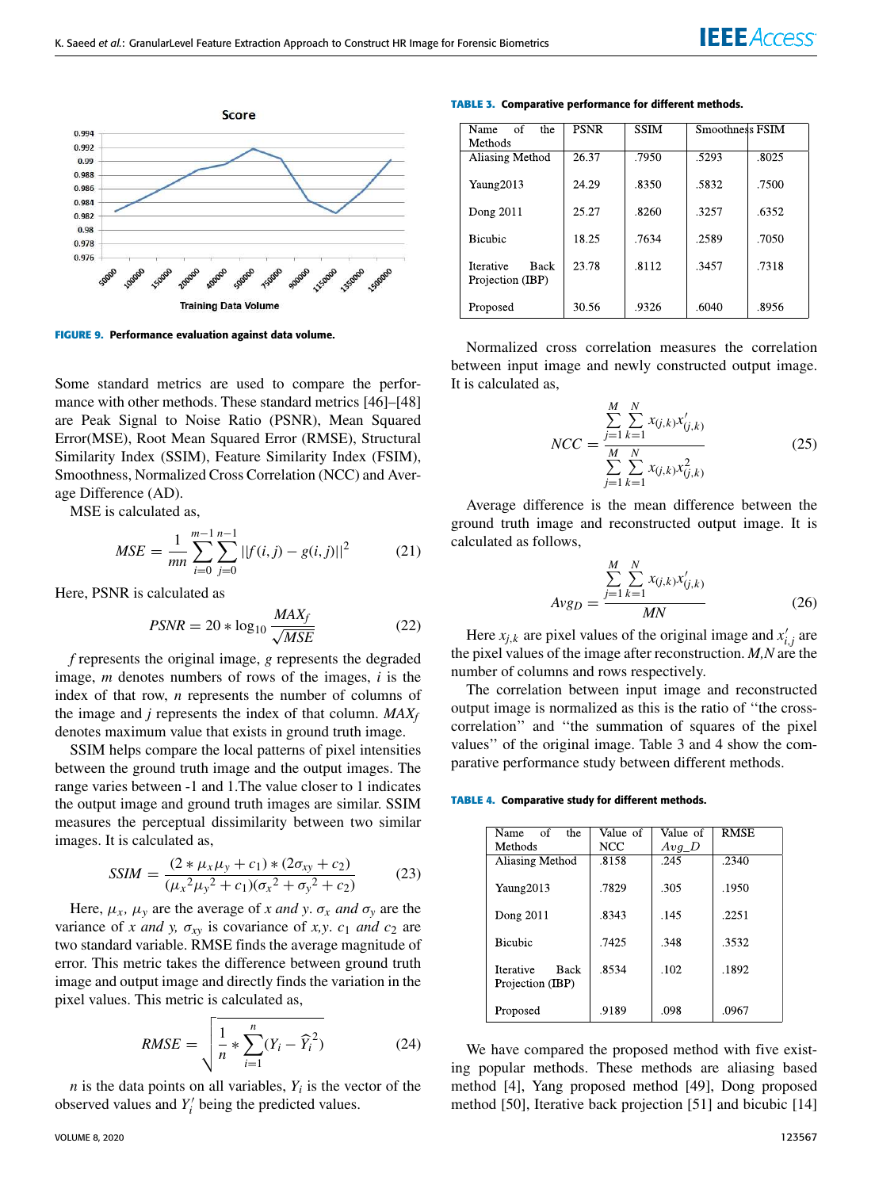Score

0.994
0.992
0.99
0.988
0.986
0.984
0.982
0.98
0.978
0.976

50000
100000
150000
200000
400000
500000
750000
900000
1150000
1350000
1500000

Training Data Volume

**FIGURE 9.** Performance evaluation against data volume.

Some standard metrics are used to compare the performance with other methods. These standard metrics [46]–[48] are Peak Signal to Noise Ratio (PSNR), Mean Squared Error(MSE), Root Mean Squared Error (RMSE), Structural Similarity Index (SSIM), Feature Similarity Index (FSIM), Smoothness, Normalized Cross Correlation (NCC) and Average Difference (AD).

MSE is calculated as,

$$MSE = \frac{1}{mn}\sum_{i=0}^{m-1}\sum_{j=0}^{n-1}||f(i,j) - g(i,j)||^2 \tag{21}$$

Here, PSNR is calculated as

$$PSNR = 20 * \log_{10}\frac{MAX_f}{\sqrt{MSE}} \tag{22}$$

$f$ represents the original image, $g$ represents the degraded image, $m$ denotes numbers of rows of the images, $i$ is the index of that row, $n$ represents the number of columns of the image and $j$ represents the index of that column. $MAX_f$ denotes maximum value that exists in ground truth image.

SSIM helps compare the local patterns of pixel intensities between the ground truth image and the output images. The range varies between -1 and 1.The value closer to 1 indicates the output image and ground truth images are similar. SSIM measures the perceptual dissimilarity between two similar images. It is calculated as,

$$SSIM = \frac{(2 * \mu_x \mu_y + c_1) * (2\sigma_{xy} + c_2)}{({\mu_x}^2{\mu_y}^2 + c_1)({\sigma_x}^2 + {\sigma_y}^2 + c_2)} \tag{23}$$

Here, $\mu_x$, $\mu_y$ are the average of $x$ *and* $y$. $\sigma_x$ *and* $\sigma_y$ are the variance of $x$ *and* $y$, $\sigma_{xy}$ is covariance of $x,y$. $c_1$ *and* $c_2$ are two standard variable. RMSE finds the average magnitude of error. This metric takes the difference between ground truth image and output image and directly finds the variation in the pixel values. This metric is calculated as,

$$RMSE = \sqrt{\frac{1}{n} * \sum_{i=1}^{n}(Y_i - \widehat{Y}_i^2)} \tag{24}$$

$n$ is the data points on all variables, $Y_i$ is the vector of the observed values and $Y_i'$ being the predicted values.

**TABLE 3.** Comparative performance for different methods.

| Name of the Methods | PSNR | SSIM | Smoothness | FSIM |
|---|---|---|---|---|
| Aliasing Method | 26.37 | .7950 | .5293 | .8025 |
| Yaung2013 | 24.29 | .8350 | .5832 | .7500 |
| Dong 2011 | 25.27 | .8260 | .3257 | .6352 |
| Bicubic | 18.25 | .7634 | .2589 | .7050 |
| Iterative Back Projection (IBP) | 23.78 | .8112 | .3457 | .7318 |
| Proposed | 30.56 | .9326 | .6040 | .8956 |

Normalized cross correlation measures the correlation between input image and newly constructed output image. It is calculated as,

$$NCC = \frac{\sum_{j=1}^{M}\sum_{k=1}^{N} x_{(j,k)}x'_{(j,k)}}{\sum_{j=1}^{M}\sum_{k=1}^{N} x_{(j,k)}x^2_{(j,k)}} \tag{25}$$

Average difference is the mean difference between the ground truth image and reconstructed output image. It is calculated as follows,

$$Avg_D = \frac{\sum_{j=1}^{M}\sum_{k=1}^{N} x_{(j,k)}x'_{(j,k)}}{MN} \tag{26}$$

Here $x_{j,k}$ are pixel values of the original image and $x'_{i,j}$ are the pixel values of the image after reconstruction. $M,N$ are the number of columns and rows respectively.

The correlation between input image and reconstructed output image is normalized as this is the ratio of "the cross-correlation" and "the summation of squares of the pixel values" of the original image. Table 3 and 4 show the comparative performance study between different methods.

**TABLE 4.** Comparative study for different methods.

| Name of the Methods | Value of NCC | Value of $Avg\_D$ | RMSE |
|---|---|---|---|
| Aliasing Method | .8158 | .245 | .2340 |
| Yaung2013 | .7829 | .305 | .1950 |
| Dong 2011 | .8343 | .145 | .2251 |
| Bicubic | .7425 | .348 | .3532 |
| Iterative Back Projection (IBP) | .8534 | .102 | .1892 |
| Proposed | .9189 | .098 | .0967 |

We have compared the proposed method with five existing popular methods. These methods are aliasing based method [4], Yang proposed method [49], Dong proposed method [50], Iterative back projection [51] and bicubic [14]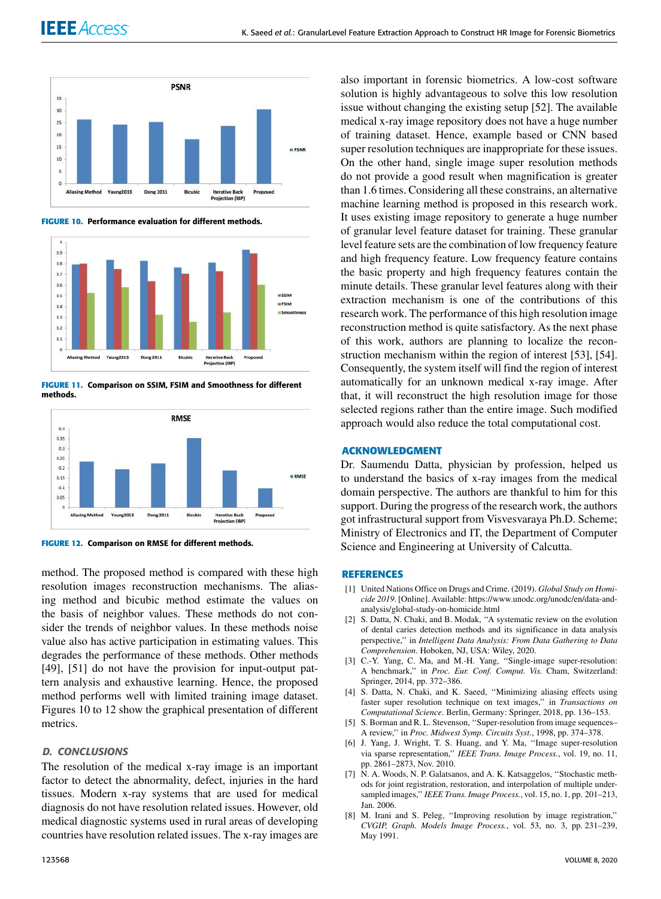PSNR

35
30
25
20
15
10
5
0

Aliasing Method
Yaung2013
Dong 2011
Bicubic
Iterative Back Projection (IBP)
Proposed

PSNR

**FIGURE 10.** Performance evaluation for different methods.

1
0.9
0.8
0.7
0.6
0.5
0.4
0.3
0.2
0.1
0

Aliasing Method
Yaung2013
Dong 2011
Bicubic
Iterative Back Projection (IBP)
Proposed

SSIM
FSIM
Smoothness

**FIGURE 11.** Comparison on SSIM, FSIM and Smoothness for different methods.

RMSE

0.4
0.35
0.3
0.25
0.2
0.15
0.1
0.05
0

Aliasing Method
Yaung2013
Dong 2011
Bicubic
Iterative Back Projection (IBP)
Proposed

RMSE

**FIGURE 12.** Comparison on RMSE for different methods.

method. The proposed method is compared with these high resolution images reconstruction mechanisms. The aliasing method and bicubic method estimate the values on the basis of neighbor values. These methods do not consider the trends of neighbor values. In these methods noise value also has active participation in estimating values. This degrades the performance of these methods. Other methods [49], [51] do not have the provision for input-output pattern analysis and exhaustive learning. Hence, the proposed method performs well with limited training image dataset. Figures 10 to 12 show the graphical presentation of different metrics.

### D. CONCLUSIONS

The resolution of the medical x-ray image is an important factor to detect the abnormality, defect, injuries in the hard tissues. Modern x-ray systems that are used for medical diagnosis do not have resolution related issues. However, old medical diagnostic systems used in rural areas of developing countries have resolution related issues. The x-ray images are also important in forensic biometrics. A low-cost software solution is highly advantageous to solve this low resolution issue without changing the existing setup [52]. The available medical x-ray image repository does not have a huge number of training dataset. Hence, example based or CNN based super resolution techniques are inappropriate for these issues. On the other hand, single image super resolution methods do not provide a good result when magnification is greater than 1.6 times. Considering all these constrains, an alternative machine learning method is proposed in this research work. It uses existing image repository to generate a huge number of granular level feature dataset for training. These granular level feature sets are the combination of low frequency feature and high frequency feature. Low frequency feature contains the basic property and high frequency features contain the minute details. These granular level features along with their extraction mechanism is one of the contributions of this research work. The performance of this high resolution image reconstruction method is quite satisfactory. As the next phase of this work, authors are planning to localize the reconstruction mechanism within the region of interest [53], [54]. Consequently, the system itself will find the region of interest automatically for an unknown medical x-ray image. After that, it will reconstruct the high resolution image for those selected regions rather than the entire image. Such modified approach would also reduce the total computational cost.

## ACKNOWLEDGMENT

Dr. Saumendu Datta, physician by profession, helped us to understand the basics of x-ray images from the medical domain perspective. The authors are thankful to him for this support. During the progress of the research work, the authors got infrastructural support from Visvesvaraya Ph.D. Scheme; Ministry of Electronics and IT, the Department of Computer Science and Engineering at University of Calcutta.

## REFERENCES

[1] United Nations Office on Drugs and Crime. (2019). *Global Study on Homicide 2019*. [Online]. Available: https://www.unodc.org/unodc/en/data-and-analysis/global-study-on-homicide.html

[2] S. Datta, N. Chaki, and B. Modak, "A systematic review on the evolution of dental caries detection methods and its significance in data analysis perspective," in *Intelligent Data Analysis: From Data Gathering to Data Comprehension*. Hoboken, NJ, USA: Wiley, 2020.

[3] C.-Y. Yang, C. Ma, and M.-H. Yang, "Single-image super-resolution: A benchmark," in *Proc. Eur. Conf. Comput. Vis.* Cham, Switzerland: Springer, 2014, pp. 372–386.

[4] S. Datta, N. Chaki, and K. Saeed, "Minimizing aliasing effects using faster super resolution technique on text images," in *Transactions on Computational Science*. Berlin, Germany: Springer, 2018, pp. 136–153.

[5] S. Borman and R. L. Stevenson, "Super-resolution from image sequences–A review," in *Proc. Midwest Symp. Circuits Syst.*, 1998, pp. 374–378.

[6] J. Yang, J. Wright, T. S. Huang, and Y. Ma, "Image super-resolution via sparse representation," *IEEE Trans. Image Process.*, vol. 19, no. 11, pp. 2861–2873, Nov. 2010.

[7] N. A. Woods, N. P. Galatsanos, and A. K. Katsaggelos, "Stochastic methods for joint registration, restoration, and interpolation of multiple undersampled images," *IEEE Trans. Image Process.*, vol. 15, no. 1, pp. 201–213, Jan. 2006.

[8] M. Irani and S. Peleg, "Improving resolution by image registration," *CVGIP, Graph. Models Image Process.*, vol. 53, no. 3, pp. 231–239, May 1991.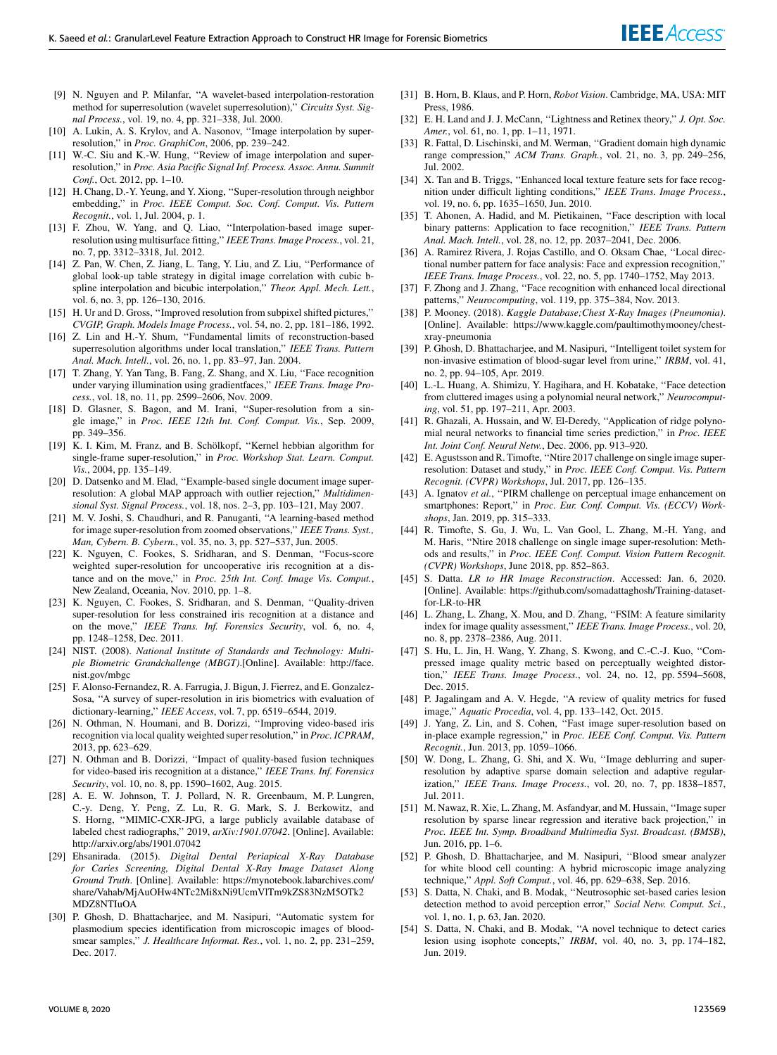[9] N. Nguyen and P. Milanfar, "A wavelet-based interpolation-restoration method for superresolution (wavelet superresolution)," *Circuits Syst. Signal Process.*, vol. 19, no. 4, pp. 321–338, Jul. 2000.

[10] A. Lukin, A. S. Krylov, and A. Nasonov, "Image interpolation by super-resolution," in *Proc. GraphiCon*, 2006, pp. 239–242.

[11] W.-C. Siu and K.-W. Hung, "Review of image interpolation and super-resolution," in *Proc. Asia Pacific Signal Inf. Process. Assoc. Annu. Summit Conf.*, Oct. 2012, pp. 1–10.

[12] H. Chang, D.-Y. Yeung, and Y. Xiong, "Super-resolution through neighbor embedding," in *Proc. IEEE Comput. Soc. Conf. Comput. Vis. Pattern Recognit.*, vol. 1, Jul. 2004, p. 1.

[13] F. Zhou, W. Yang, and Q. Liao, "Interpolation-based image super-resolution using multisurface fitting," *IEEE Trans. Image Process.*, vol. 21, no. 7, pp. 3312–3318, Jul. 2012.

[14] Z. Pan, W. Chen, Z. Jiang, L. Tang, Y. Liu, and Z. Liu, "Performance of global look-up table strategy in digital image correlation with cubic b-spline interpolation and bicubic interpolation," *Theor. Appl. Mech. Lett.*, vol. 6, no. 3, pp. 126–130, 2016.

[15] H. Ur and D. Gross, "Improved resolution from subpixel shifted pictures," *CVGIP, Graph. Models Image Process.*, vol. 54, no. 2, pp. 181–186, 1992.

[16] Z. Lin and H.-Y. Shum, "Fundamental limits of reconstruction-based superresolution algorithms under local translation," *IEEE Trans. Pattern Anal. Mach. Intell.*, vol. 26, no. 1, pp. 83–97, Jan. 2004.

[17] T. Zhang, Y. Yan Tang, B. Fang, Z. Shang, and X. Liu, "Face recognition under varying illumination using gradientfaces," *IEEE Trans. Image Process.*, vol. 18, no. 11, pp. 2599–2606, Nov. 2009.

[18] D. Glasner, S. Bagon, and M. Irani, "Super-resolution from a single image," in *Proc. IEEE 12th Int. Conf. Comput. Vis.*, Sep. 2009, pp. 349–356.

[19] K. I. Kim, M. Franz, and B. Schölkopf, "Kernel hebbian algorithm for single-frame super-resolution," in *Proc. Workshop Stat. Learn. Comput. Vis.*, 2004, pp. 135–149.

[20] D. Datsenko and M. Elad, "Example-based single document image super-resolution: A global MAP approach with outlier rejection," *Multidimensional Syst. Signal Process.*, vol. 18, nos. 2–3, pp. 103–121, May 2007.

[21] M. V. Joshi, S. Chaudhuri, and R. Panuganti, "A learning-based method for image super-resolution from zoomed observations," *IEEE Trans. Syst., Man, Cybern. B. Cybern.*, vol. 35, no. 3, pp. 527–537, Jun. 2005.

[22] K. Nguyen, C. Fookes, S. Sridharan, and S. Denman, "Focus-score weighted super-resolution for uncooperative iris recognition at a distance and on the move," in *Proc. 25th Int. Conf. Image Vis. Comput.*, New Zealand, Oceania, Nov. 2010, pp. 1–8.

[23] K. Nguyen, C. Fookes, S. Sridharan, and S. Denman, "Quality-driven super-resolution for less constrained iris recognition at a distance and on the move," *IEEE Trans. Inf. Forensics Security*, vol. 6, no. 4, pp. 1248–1258, Dec. 2011.

[24] NIST. (2008). *National Institute of Standards and Technology: Multiple Biometric Grandchallenge (MBGT)*.[Online]. Available: http://face.nist.gov/mbgc

[25] F. Alonso-Fernandez, R. A. Farrugia, J. Bigun, J. Fierrez, and E. Gonzalez-Sosa, "A survey of super-resolution in iris biometrics with evaluation of dictionary-learning," *IEEE Access*, vol. 7, pp. 6519–6544, 2019.

[26] N. Othman, N. Houmani, and B. Dorizzi, "Improving video-based iris recognition via local quality weighted super resolution," in *Proc. ICPRAM*, 2013, pp. 623–629.

[27] N. Othman and B. Dorizzi, "Impact of quality-based fusion techniques for video-based iris recognition at a distance," *IEEE Trans. Inf. Forensics Security*, vol. 10, no. 8, pp. 1590–1602, Aug. 2015.

[28] A. E. W. Johnson, T. J. Pollard, N. R. Greenbaum, M. P. Lungren, C.-y. Deng, Y. Peng, Z. Lu, R. G. Mark, S. J. Berkowitz, and S. Horng, "MIMIC-CXR-JPG, a large publicly available database of labeled chest radiographs," 2019, *arXiv:1901.07042*. [Online]. Available: http://arxiv.org/abs/1901.07042

[29] Ehsanirada. (2015). *Digital Dental Periapical X-Ray Database for Caries Screening, Digital Dental X-Ray Image Dataset Along Ground Truth*. [Online]. Available: https://mynotebook.labarchives.com/share/Vahab/MjAuOHw4NTc2Mi8xNi9UcmVlTm9kZS83NzM5OTk2MDZ8NTIuOA

[30] P. Ghosh, D. Bhattacharjee, and M. Nasipuri, "Automatic system for plasmodium species identification from microscopic images of blood-smear samples," *J. Healthcare Informat. Res.*, vol. 1, no. 2, pp. 231–259, Dec. 2017.

[31] B. Horn, B. Klaus, and P. Horn, *Robot Vision*. Cambridge, MA, USA: MIT Press, 1986.

[32] E. H. Land and J. J. McCann, "Lightness and Retinex theory," *J. Opt. Soc. Amer.*, vol. 61, no. 1, pp. 1–11, 1971.

[33] R. Fattal, D. Lischinski, and M. Werman, "Gradient domain high dynamic range compression," *ACM Trans. Graph.*, vol. 21, no. 3, pp. 249–256, Jul. 2002.

[34] X. Tan and B. Triggs, "Enhanced local texture feature sets for face recognition under difficult lighting conditions," *IEEE Trans. Image Process.*, vol. 19, no. 6, pp. 1635–1650, Jun. 2010.

[35] T. Ahonen, A. Hadid, and M. Pietikainen, "Face description with local binary patterns: Application to face recognition," *IEEE Trans. Pattern Anal. Mach. Intell.*, vol. 28, no. 12, pp. 2037–2041, Dec. 2006.

[36] A. Ramirez Rivera, J. Rojas Castillo, and O. Oksam Chae, "Local directional number pattern for face analysis: Face and expression recognition," *IEEE Trans. Image Process.*, vol. 22, no. 5, pp. 1740–1752, May 2013.

[37] F. Zhong and J. Zhang, "Face recognition with enhanced local directional patterns," *Neurocomputing*, vol. 119, pp. 375–384, Nov. 2013.

[38] P. Mooney. (2018). *Kaggle Database;Chest X-Ray Images (Pneumonia)*. [Online]. Available: https://www.kaggle.com/paultimothymooney/chest-xray-pneumonia

[39] P. Ghosh, D. Bhattacharjee, and M. Nasipuri, "Intelligent toilet system for non-invasive estimation of blood-sugar level from urine," *IRBM*, vol. 41, no. 2, pp. 94–105, Apr. 2019.

[40] L.-L. Huang, A. Shimizu, Y. Hagihara, and H. Kobatake, "Face detection from cluttered images using a polynomial neural network," *Neurocomputing*, vol. 51, pp. 197–211, Apr. 2003.

[41] R. Ghazali, A. Hussain, and W. El-Deredy, "Application of ridge polynomial neural networks to financial time series prediction," in *Proc. IEEE Int. Joint Conf. Neural Netw.*, Dec. 2006, pp. 913–920.

[42] E. Agustsson and R. Timofte, "Ntire 2017 challenge on single image super-resolution: Dataset and study," in *Proc. IEEE Conf. Comput. Vis. Pattern Recognit. (CVPR) Workshops*, Jul. 2017, pp. 126–135.

[43] A. Ignatov *et al.*, "PIRM challenge on perceptual image enhancement on smartphones: Report," in *Proc. Eur. Conf. Comput. Vis. (ECCV) Workshops*, Jan. 2019, pp. 315–333.

[44] R. Timofte, S. Gu, J. Wu, L. Van Gool, L. Zhang, M.-H. Yang, and M. Haris, "Ntire 2018 challenge on single image super-resolution: Methods and results," in *Proc. IEEE Conf. Comput. Vision Pattern Recognit. (CVPR) Workshops*, June 2018, pp. 852–863.

[45] S. Datta. *LR to HR Image Reconstruction*. Accessed: Jan. 6, 2020. [Online]. Available: https://github.com/somadattaghosh/Training-dataset-for-LR-to-HR

[46] L. Zhang, L. Zhang, X. Mou, and D. Zhang, "FSIM: A feature similarity index for image quality assessment," *IEEE Trans. Image Process.*, vol. 20, no. 8, pp. 2378–2386, Aug. 2011.

[47] S. Hu, L. Jin, H. Wang, Y. Zhang, S. Kwong, and C.-C.-J. Kuo, "Compressed image quality metric based on perceptually weighted distortion," *IEEE Trans. Image Process.*, vol. 24, no. 12, pp. 5594–5608, Dec. 2015.

[48] P. Jagalingam and A. V. Hegde, "A review of quality metrics for fused image," *Aquatic Procedia*, vol. 4, pp. 133–142, Oct. 2015.

[49] J. Yang, Z. Lin, and S. Cohen, "Fast image super-resolution based on in-place example regression," in *Proc. IEEE Conf. Comput. Vis. Pattern Recognit.*, Jun. 2013, pp. 1059–1066.

[50] W. Dong, L. Zhang, G. Shi, and X. Wu, "Image deblurring and super-resolution by adaptive sparse domain selection and adaptive regularization," *IEEE Trans. Image Process.*, vol. 20, no. 7, pp. 1838–1857, Jul. 2011.

[51] M. Nawaz, R. Xie, L. Zhang, M. Asfandyar, and M. Hussain, "Image super resolution by sparse linear regression and iterative back projection," in *Proc. IEEE Int. Symp. Broadband Multimedia Syst. Broadcast. (BMSB)*, Jun. 2016, pp. 1–6.

[52] P. Ghosh, D. Bhattacharjee, and M. Nasipuri, "Blood smear analyzer for white blood cell counting: A hybrid microscopic image analyzing technique," *Appl. Soft Comput.*, vol. 46, pp. 629–638, Sep. 2016.

[53] S. Datta, N. Chaki, and B. Modak, "Neutrosophic set-based caries lesion detection method to avoid perception error," *Social Netw. Comput. Sci.*, vol. 1, no. 1, p. 63, Jan. 2020.

[54] S. Datta, N. Chaki, and B. Modak, "A novel technique to detect caries lesion using isophote concepts," *IRBM*, vol. 40, no. 3, pp. 174–182, Jun. 2019.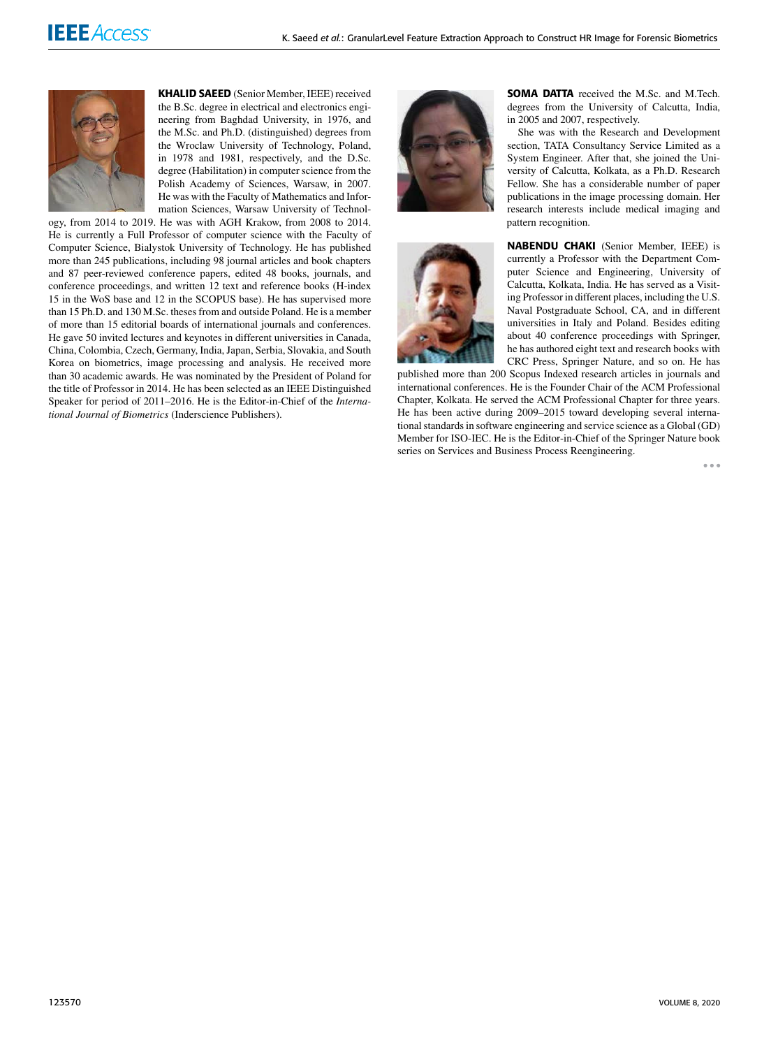**KHALID SAEED** (Senior Member, IEEE) received the B.Sc. degree in electrical and electronics engineering from Baghdad University, in 1976, and the M.Sc. and Ph.D. (distinguished) degrees from the Wroclaw University of Technology, Poland, in 1978 and 1981, respectively, and the D.Sc. degree (Habilitation) in computer science from the Polish Academy of Sciences, Warsaw, in 2007. He was with the Faculty of Mathematics and Information Sciences, Warsaw University of Technology, from 2014 to 2019. He was with AGH Krakow, from 2008 to 2014. He is currently a Full Professor of computer science with the Faculty of Computer Science, Bialystok University of Technology. He has published more than 245 publications, including 98 journal articles and book chapters and 87 peer-reviewed conference papers, edited 48 books, journals, and conference proceedings, and written 12 text and reference books (H-index 15 in the WoS base and 12 in the SCOPUS base). He has supervised more than 15 Ph.D. and 130 M.Sc. theses from and outside Poland. He is a member of more than 15 editorial boards of international journals and conferences. He gave 50 invited lectures and keynotes in different universities in Canada, China, Colombia, Czech, Germany, India, Japan, Serbia, Slovakia, and South Korea on biometrics, image processing and analysis. He received more than 30 academic awards. He was nominated by the President of Poland for the title of Professor in 2014. He has been selected as an IEEE Distinguished Speaker for period of 2011–2016. He is the Editor-in-Chief of the *International Journal of Biometrics* (Inderscience Publishers).

**SOMA DATTA** received the M.Sc. and M.Tech. degrees from the University of Calcutta, India, in 2005 and 2007, respectively.

She was with the Research and Development section, TATA Consultancy Service Limited as a System Engineer. After that, she joined the University of Calcutta, Kolkata, as a Ph.D. Research Fellow. She has a considerable number of paper publications in the image processing domain. Her research interests include medical imaging and pattern recognition.

**NABENDU CHAKI** (Senior Member, IEEE) is currently a Professor with the Department Computer Science and Engineering, University of Calcutta, Kolkata, India. He has served as a Visiting Professor in different places, including the U.S. Naval Postgraduate School, CA, and in different universities in Italy and Poland. Besides editing about 40 conference proceedings with Springer, he has authored eight text and research books with CRC Press, Springer Nature, and so on. He has published more than 200 Scopus Indexed research articles in journals and international conferences. He is the Founder Chair of the ACM Professional Chapter, Kolkata. He served the ACM Professional Chapter for three years. He has been active during 2009–2015 toward developing several international standards in software engineering and service science as a Global (GD) Member for ISO-IEC. He is the Editor-in-Chief of the Springer Nature book series on Services and Business Process Reengineering.